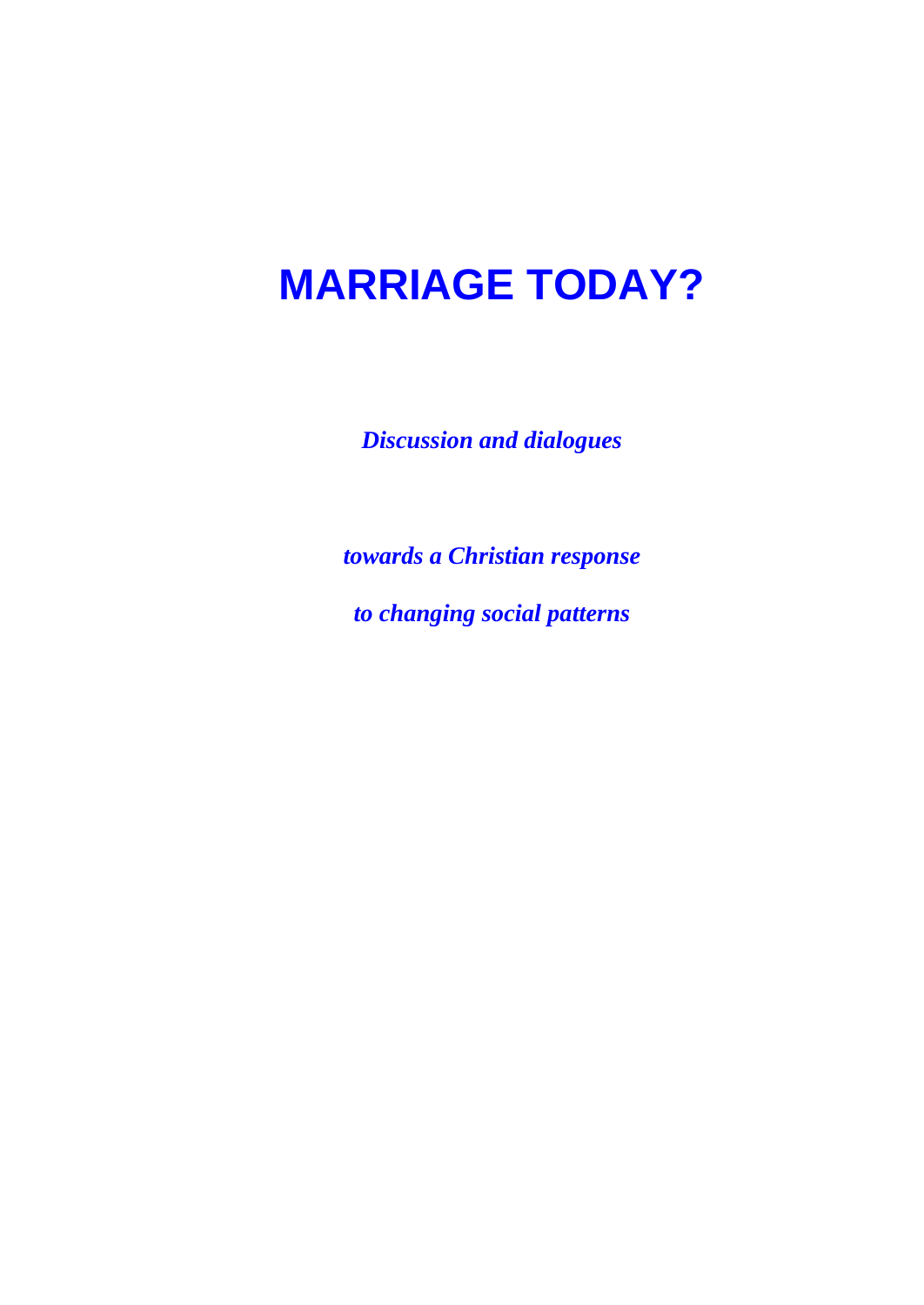# MARRIAGE TODAY?

***Discussion and dialogues***

***towards a Christian response***

***to changing social patterns***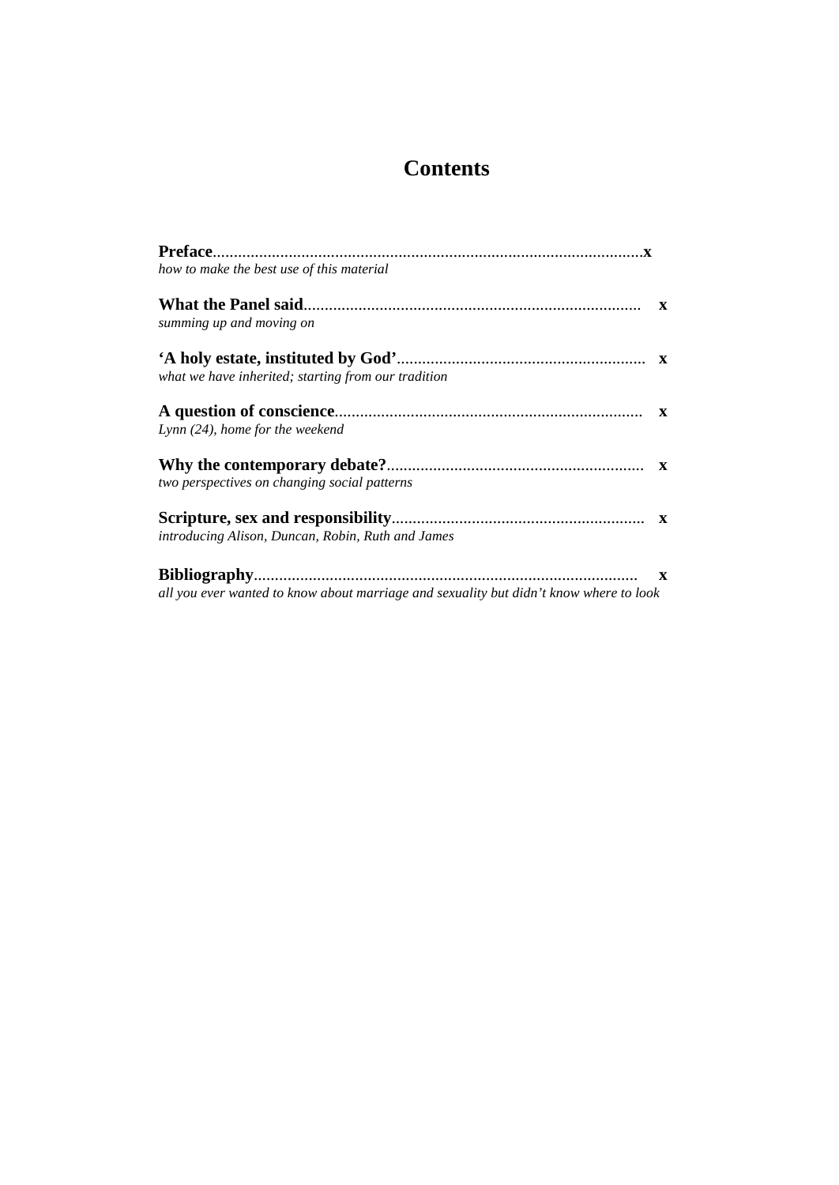# Contents

**Preface**......................................................................................................**x**
*how to make the best use of this material*

**What the Panel said**................................................................................ **x**
*summing up and moving on*

**'A holy estate, instituted by God'**........................................................... **x**
*what we have inherited; starting from our tradition*

**A question of conscience**......................................................................... **x**
*Lynn (24), home for the weekend*

**Why the contemporary debate?**............................................................. **x**
*two perspectives on changing social patterns*

**Scripture, sex and responsibility**............................................................ **x**
*introducing Alison, Duncan, Robin, Ruth and James*

**Bibliography**........................................................................................... **x**
*all you ever wanted to know about marriage and sexuality but didn't know where to look*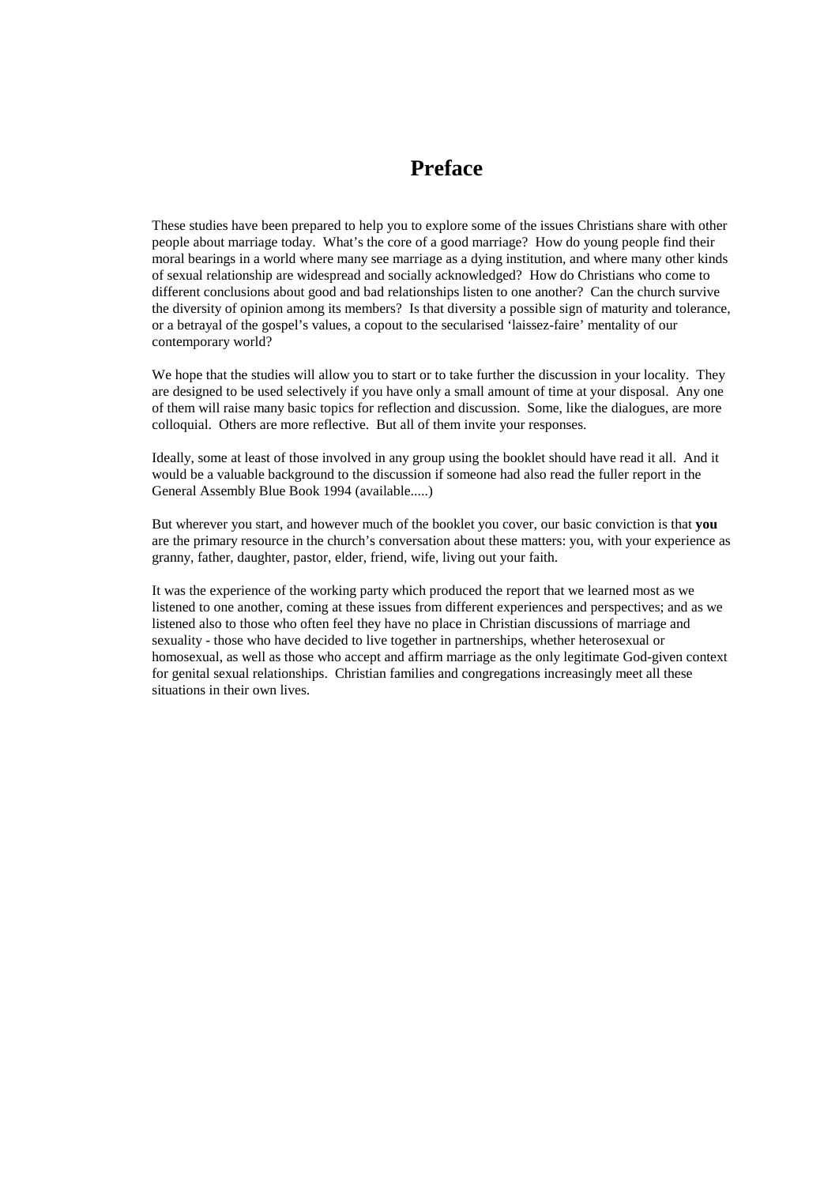# Preface

These studies have been prepared to help you to explore some of the issues Christians share with other people about marriage today. What's the core of a good marriage? How do young people find their moral bearings in a world where many see marriage as a dying institution, and where many other kinds of sexual relationship are widespread and socially acknowledged? How do Christians who come to different conclusions about good and bad relationships listen to one another? Can the church survive the diversity of opinion among its members? Is that diversity a possible sign of maturity and tolerance, or a betrayal of the gospel's values, a copout to the secularised 'laissez-faire' mentality of our contemporary world?

We hope that the studies will allow you to start or to take further the discussion in your locality. They are designed to be used selectively if you have only a small amount of time at your disposal. Any one of them will raise many basic topics for reflection and discussion. Some, like the dialogues, are more colloquial. Others are more reflective. But all of them invite your responses.

Ideally, some at least of those involved in any group using the booklet should have read it all. And it would be a valuable background to the discussion if someone had also read the fuller report in the General Assembly Blue Book 1994 (available.....)

But wherever you start, and however much of the booklet you cover, our basic conviction is that **you** are the primary resource in the church's conversation about these matters: you, with your experience as granny, father, daughter, pastor, elder, friend, wife, living out your faith.

It was the experience of the working party which produced the report that we learned most as we listened to one another, coming at these issues from different experiences and perspectives; and as we listened also to those who often feel they have no place in Christian discussions of marriage and sexuality - those who have decided to live together in partnerships, whether heterosexual or homosexual, as well as those who accept and affirm marriage as the only legitimate God-given context for genital sexual relationships. Christian families and congregations increasingly meet all these situations in their own lives.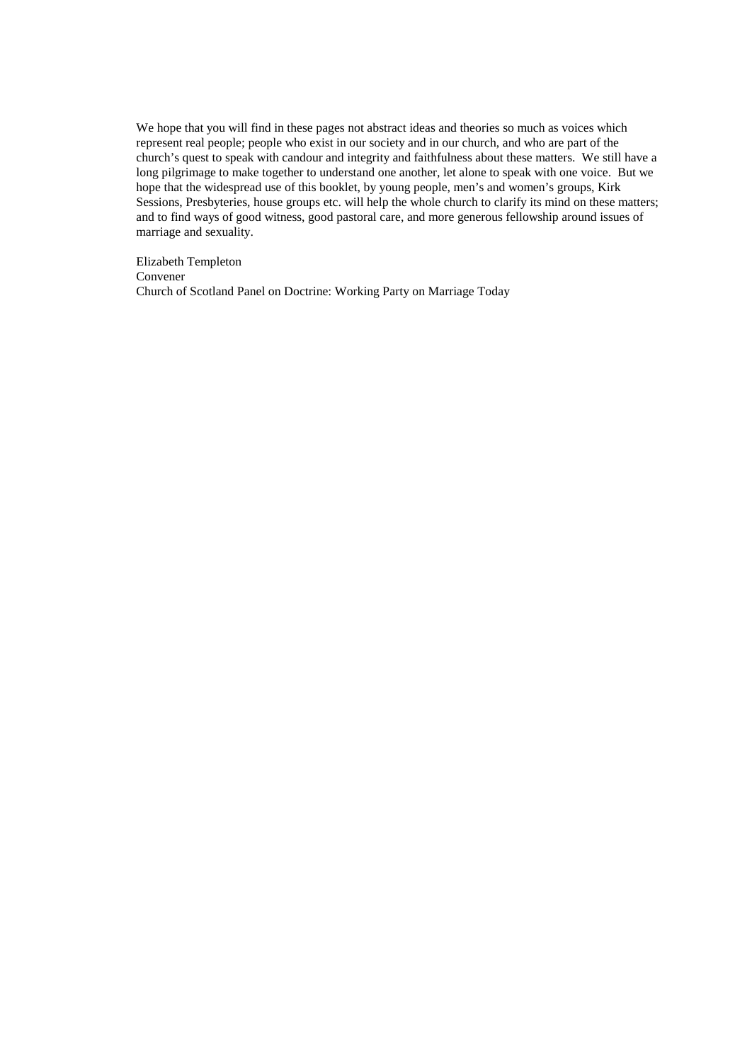We hope that you will find in these pages not abstract ideas and theories so much as voices which represent real people; people who exist in our society and in our church, and who are part of the church's quest to speak with candour and integrity and faithfulness about these matters. We still have a long pilgrimage to make together to understand one another, let alone to speak with one voice. But we hope that the widespread use of this booklet, by young people, men's and women's groups, Kirk Sessions, Presbyteries, house groups etc. will help the whole church to clarify its mind on these matters; and to find ways of good witness, good pastoral care, and more generous fellowship around issues of marriage and sexuality.

Elizabeth Templeton
Convener
Church of Scotland Panel on Doctrine: Working Party on Marriage Today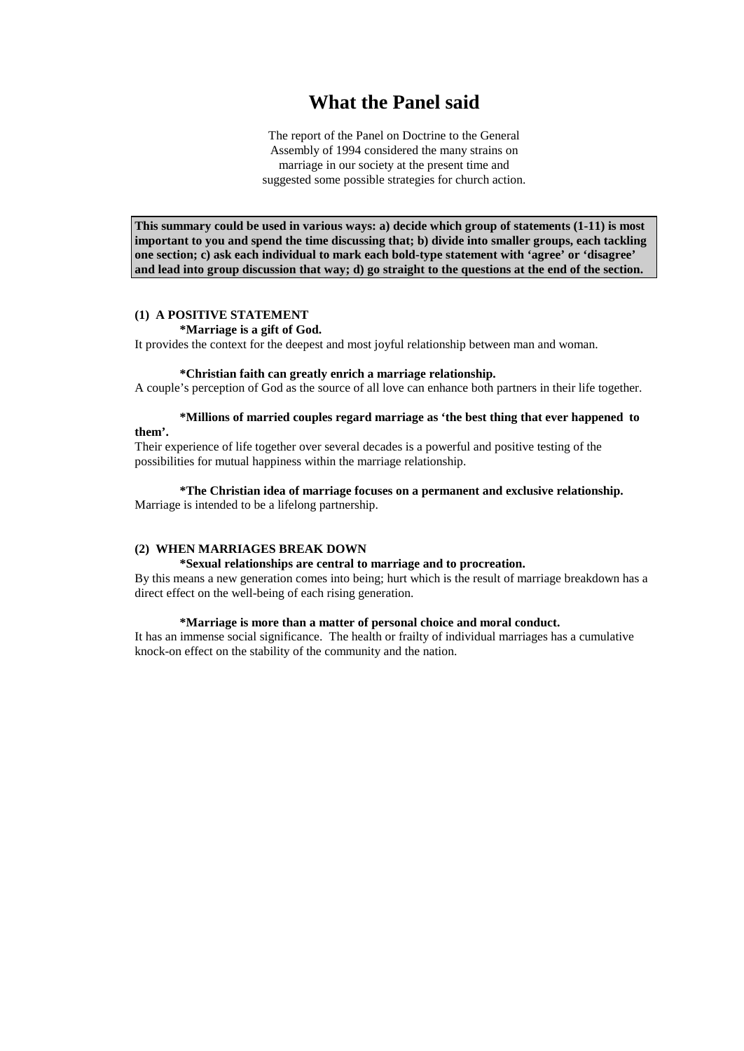# What the Panel said

The report of the Panel on Doctrine to the General Assembly of 1994 considered the many strains on marriage in our society at the present time and suggested some possible strategies for church action.

**This summary could be used in various ways: a) decide which group of statements (1-11) is most important to you and spend the time discussing that; b) divide into smaller groups, each tackling one section; c) ask each individual to mark each bold-type statement with 'agree' or 'disagree' and lead into group discussion that way; d) go straight to the questions at the end of the section.**

### (1) A POSITIVE STATEMENT

**\*Marriage is a gift of God.**

It provides the context for the deepest and most joyful relationship between man and woman.

**\*Christian faith can greatly enrich a marriage relationship.**

A couple's perception of God as the source of all love can enhance both partners in their life together.

**\*Millions of married couples regard marriage as 'the best thing that ever happened to them'.**

Their experience of life together over several decades is a powerful and positive testing of the possibilities for mutual happiness within the marriage relationship.

**\*The Christian idea of marriage focuses on a permanent and exclusive relationship.**

Marriage is intended to be a lifelong partnership.

### (2) WHEN MARRIAGES BREAK DOWN

**\*Sexual relationships are central to marriage and to procreation.**

By this means a new generation comes into being; hurt which is the result of marriage breakdown has a direct effect on the well-being of each rising generation.

**\*Marriage is more than a matter of personal choice and moral conduct.**

It has an immense social significance. The health or frailty of individual marriages has a cumulative knock-on effect on the stability of the community and the nation.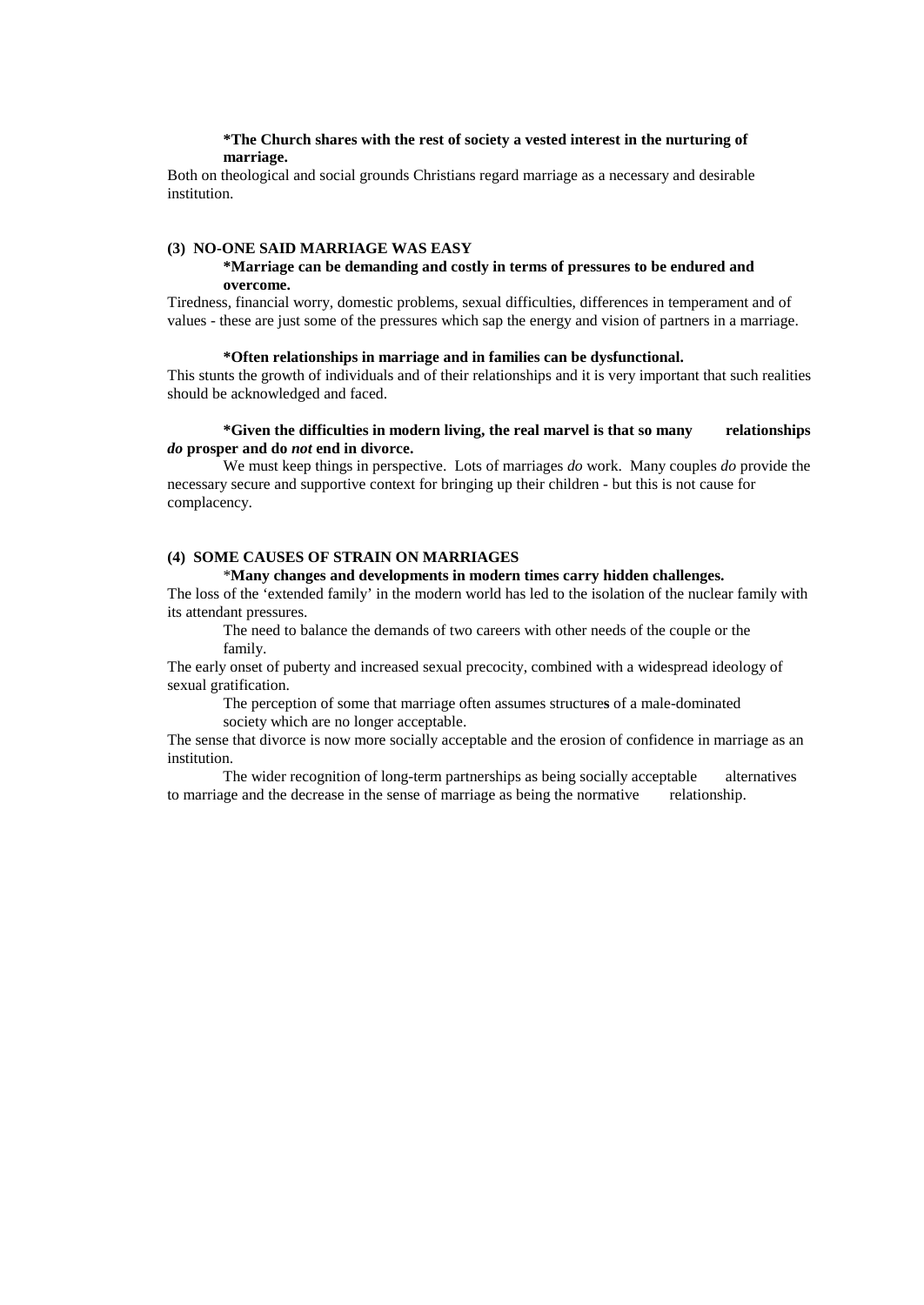**\*The Church shares with the rest of society a vested interest in the nurturing of marriage.**

Both on theological and social grounds Christians regard marriage as a necessary and desirable institution.

## (3) NO-ONE SAID MARRIAGE WAS EASY

**\*Marriage can be demanding and costly in terms of pressures to be endured and overcome.**

Tiredness, financial worry, domestic problems, sexual difficulties, differences in temperament and of values - these are just some of the pressures which sap the energy and vision of partners in a marriage.

**\*Often relationships in marriage and in families can be dysfunctional.**

This stunts the growth of individuals and of their relationships and it is very important that such realities should be acknowledged and faced.

**\*Given the difficulties in modern living, the real marvel is that so many relationships *do* prosper and do *not* end in divorce.**

We must keep things in perspective. Lots of marriages *do* work. Many couples *do* provide the necessary secure and supportive context for bringing up their children - but this is not cause for complacency.

## (4) SOME CAUSES OF STRAIN ON MARRIAGES

\***Many changes and developments in modern times carry hidden challenges.**

The loss of the 'extended family' in the modern world has led to the isolation of the nuclear family with its attendant pressures.

The need to balance the demands of two careers with other needs of the couple or the family.

The early onset of puberty and increased sexual precocity, combined with a widespread ideology of sexual gratification.

The perception of some that marriage often assumes structures of a male-dominated society which are no longer acceptable.

The sense that divorce is now more socially acceptable and the erosion of confidence in marriage as an institution.

The wider recognition of long-term partnerships as being socially acceptable alternatives to marriage and the decrease in the sense of marriage as being the normative relationship.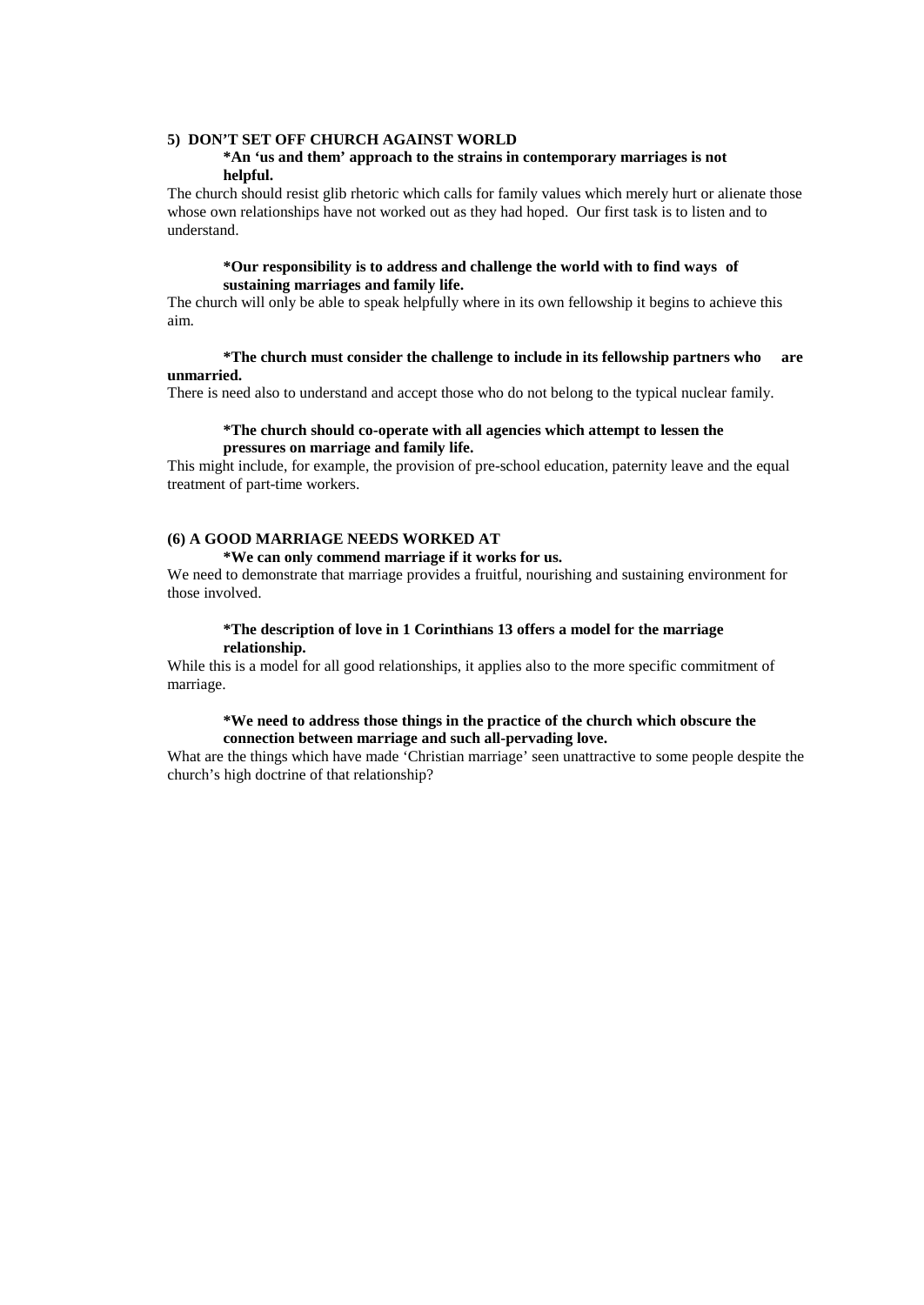**5) DON'T SET OFF CHURCH AGAINST WORLD**

**\*An 'us and them' approach to the strains in contemporary marriages is not helpful.**

The church should resist glib rhetoric which calls for family values which merely hurt or alienate those whose own relationships have not worked out as they had hoped. Our first task is to listen and to understand.

**\*Our responsibility is to address and challenge the world with to find ways of sustaining marriages and family life.**

The church will only be able to speak helpfully where in its own fellowship it begins to achieve this aim.

**\*The church must consider the challenge to include in its fellowship partners who are unmarried.**

There is need also to understand and accept those who do not belong to the typical nuclear family.

**\*The church should co-operate with all agencies which attempt to lessen the pressures on marriage and family life.**

This might include, for example, the provision of pre-school education, paternity leave and the equal treatment of part-time workers.

**(6) A GOOD MARRIAGE NEEDS WORKED AT**

**\*We can only commend marriage if it works for us.**

We need to demonstrate that marriage provides a fruitful, nourishing and sustaining environment for those involved.

**\*The description of love in 1 Corinthians 13 offers a model for the marriage relationship.**

While this is a model for all good relationships, it applies also to the more specific commitment of marriage.

**\*We need to address those things in the practice of the church which obscure the connection between marriage and such all-pervading love.**

What are the things which have made 'Christian marriage' seen unattractive to some people despite the church's high doctrine of that relationship?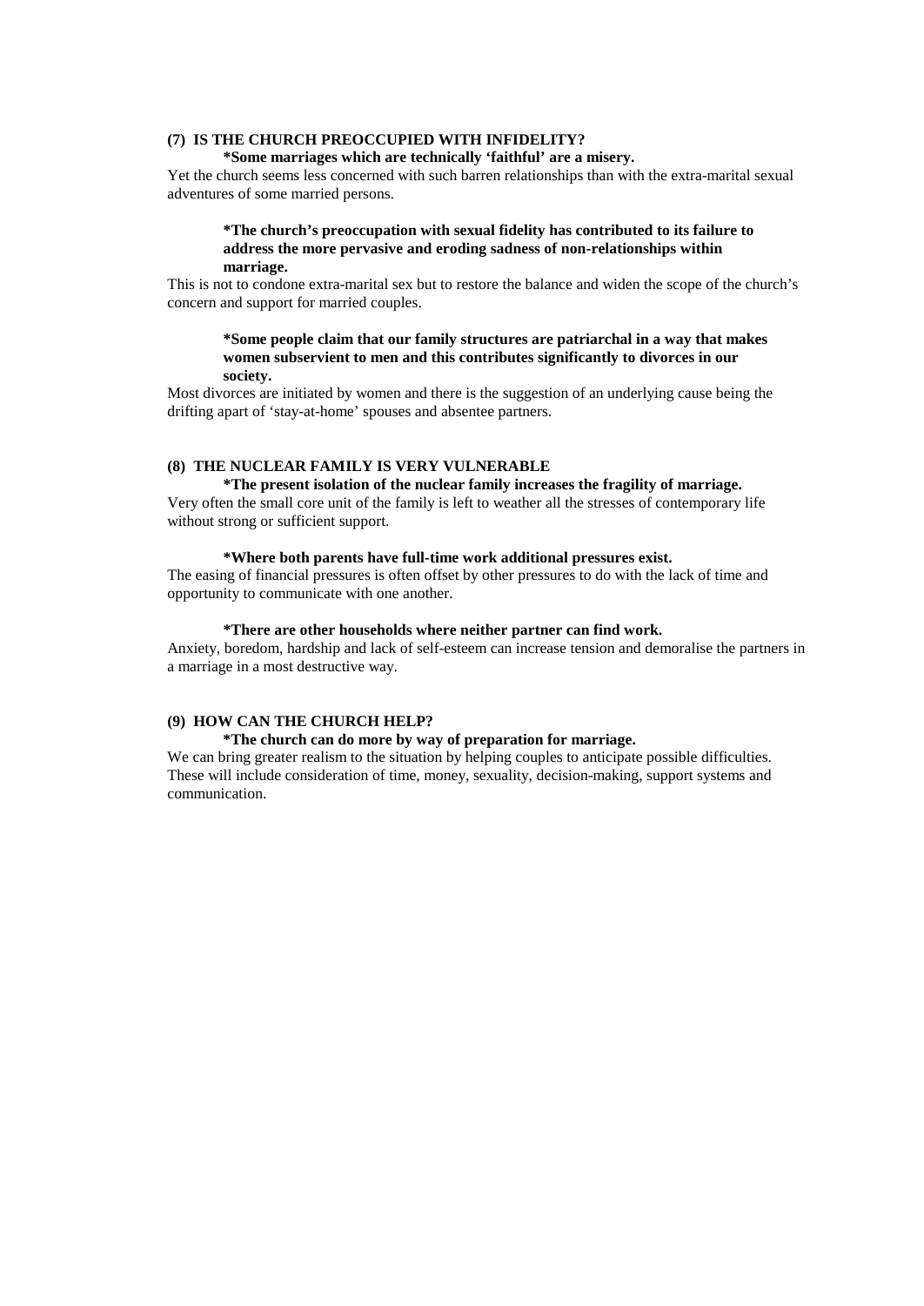**(7) IS THE CHURCH PREOCCUPIED WITH INFIDELITY?**

**\*Some marriages which are technically 'faithful' are a misery.**

Yet the church seems less concerned with such barren relationships than with the extra-marital sexual adventures of some married persons.

**\*The church's preoccupation with sexual fidelity has contributed to its failure to address the more pervasive and eroding sadness of non-relationships within marriage.**

This is not to condone extra-marital sex but to restore the balance and widen the scope of the church's concern and support for married couples.

**\*Some people claim that our family structures are patriarchal in a way that makes women subservient to men and this contributes significantly to divorces in our society.**

Most divorces are initiated by women and there is the suggestion of an underlying cause being the drifting apart of 'stay-at-home' spouses and absentee partners.

**(8) THE NUCLEAR FAMILY IS VERY VULNERABLE**

**\*The present isolation of the nuclear family increases the fragility of marriage.**

Very often the small core unit of the family is left to weather all the stresses of contemporary life without strong or sufficient support.

**\*Where both parents have full-time work additional pressures exist.**

The easing of financial pressures is often offset by other pressures to do with the lack of time and opportunity to communicate with one another.

**\*There are other households where neither partner can find work.**

Anxiety, boredom, hardship and lack of self-esteem can increase tension and demoralise the partners in a marriage in a most destructive way.

**(9) HOW CAN THE CHURCH HELP?**

**\*The church can do more by way of preparation for marriage.**

We can bring greater realism to the situation by helping couples to anticipate possible difficulties. These will include consideration of time, money, sexuality, decision-making, support systems and communication.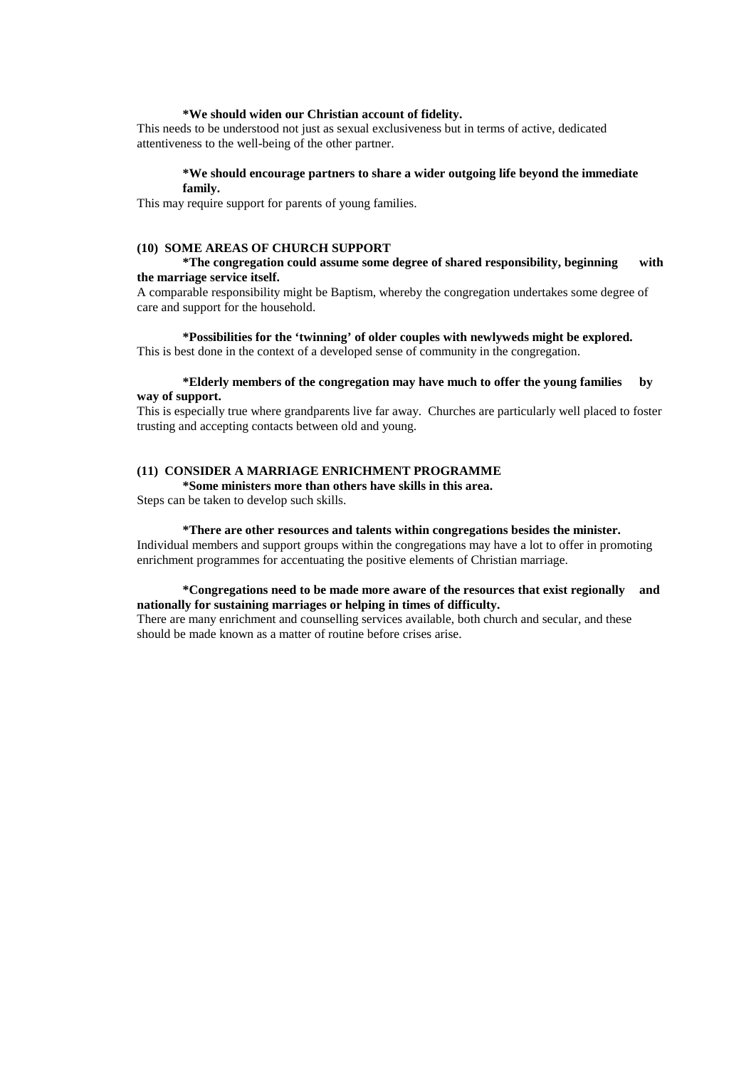**\*We should widen our Christian account of fidelity.**

This needs to be understood not just as sexual exclusiveness but in terms of active, dedicated attentiveness to the well-being of the other partner.

**\*We should encourage partners to share a wider outgoing life beyond the immediate family.**

This may require support for parents of young families.

## (10) SOME AREAS OF CHURCH SUPPORT

**\*The congregation could assume some degree of shared responsibility, beginning with the marriage service itself.**

A comparable responsibility might be Baptism, whereby the congregation undertakes some degree of care and support for the household.

**\*Possibilities for the 'twinning' of older couples with newlyweds might be explored.**

This is best done in the context of a developed sense of community in the congregation.

**\*Elderly members of the congregation may have much to offer the young families by way of support.**

This is especially true where grandparents live far away. Churches are particularly well placed to foster trusting and accepting contacts between old and young.

## (11) CONSIDER A MARRIAGE ENRICHMENT PROGRAMME

**\*Some ministers more than others have skills in this area.**

Steps can be taken to develop such skills.

**\*There are other resources and talents within congregations besides the minister.**

Individual members and support groups within the congregations may have a lot to offer in promoting enrichment programmes for accentuating the positive elements of Christian marriage.

**\*Congregations need to be made more aware of the resources that exist regionally and nationally for sustaining marriages or helping in times of difficulty.**

There are many enrichment and counselling services available, both church and secular, and these should be made known as a matter of routine before crises arise.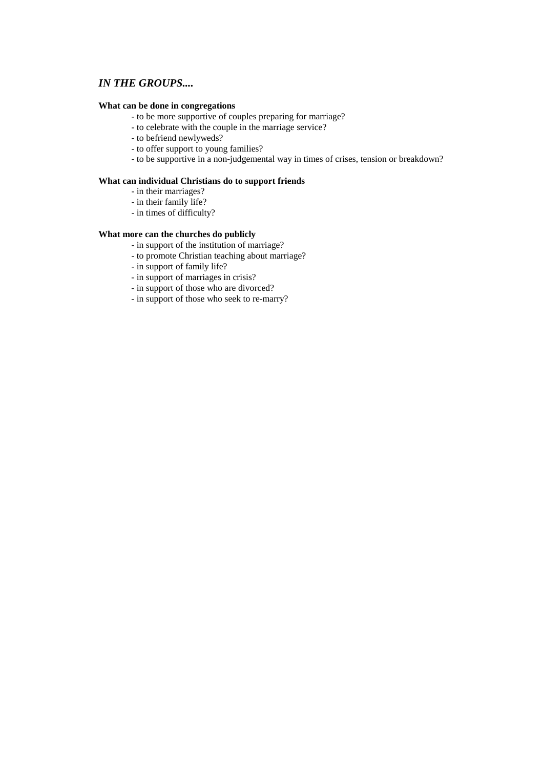## *IN THE GROUPS....*

**What can be done in congregations**

- to be more supportive of couples preparing for marriage?
- to celebrate with the couple in the marriage service?
- to befriend newlyweds?
- to offer support to young families?
- to be supportive in a non-judgemental way in times of crises, tension or breakdown?

**What can individual Christians do to support friends**

- in their marriages?
- in their family life?
- in times of difficulty?

**What more can the churches do publicly**

- in support of the institution of marriage?
- to promote Christian teaching about marriage?
- in support of family life?
- in support of marriages in crisis?
- in support of those who are divorced?
- in support of those who seek to re-marry?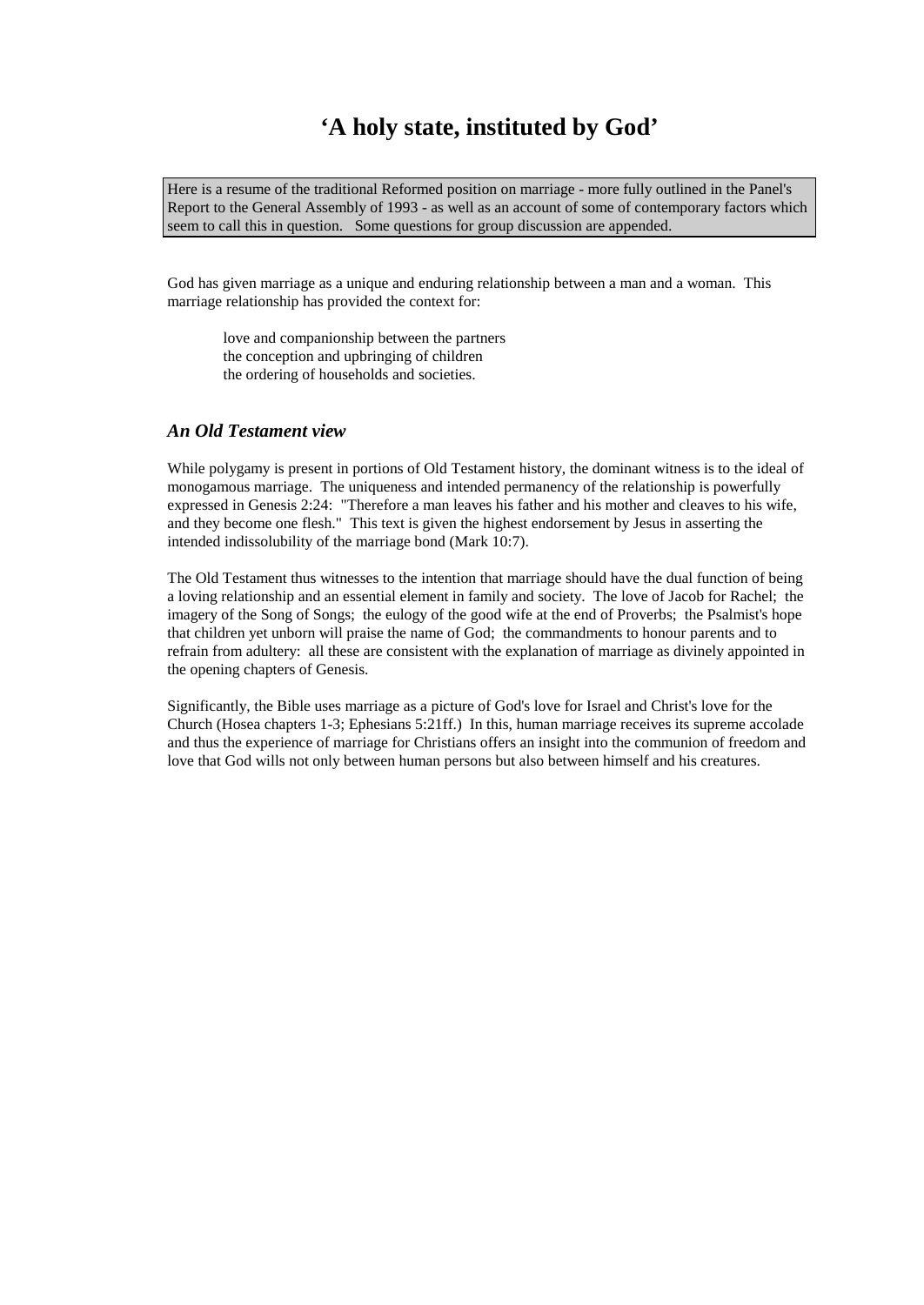# ‘A holy state, instituted by God’

Here is a resume of the traditional Reformed position on marriage - more fully outlined in the Panel's Report to the General Assembly of 1993 - as well as an account of some of contemporary factors which seem to call this in question. Some questions for group discussion are appended.

God has given marriage as a unique and enduring relationship between a man and a woman. This marriage relationship has provided the context for:

love and companionship between the partners
the conception and upbringing of children
the ordering of households and societies.

### *An Old Testament view*

While polygamy is present in portions of Old Testament history, the dominant witness is to the ideal of monogamous marriage. The uniqueness and intended permanency of the relationship is powerfully expressed in Genesis 2:24: "Therefore a man leaves his father and his mother and cleaves to his wife, and they become one flesh." This text is given the highest endorsement by Jesus in asserting the intended indissolubility of the marriage bond (Mark 10:7).

The Old Testament thus witnesses to the intention that marriage should have the dual function of being a loving relationship and an essential element in family and society. The love of Jacob for Rachel; the imagery of the Song of Songs; the eulogy of the good wife at the end of Proverbs; the Psalmist's hope that children yet unborn will praise the name of God; the commandments to honour parents and to refrain from adultery: all these are consistent with the explanation of marriage as divinely appointed in the opening chapters of Genesis.

Significantly, the Bible uses marriage as a picture of God's love for Israel and Christ's love for the Church (Hosea chapters 1-3; Ephesians 5:21ff.) In this, human marriage receives its supreme accolade and thus the experience of marriage for Christians offers an insight into the communion of freedom and love that God wills not only between human persons but also between himself and his creatures.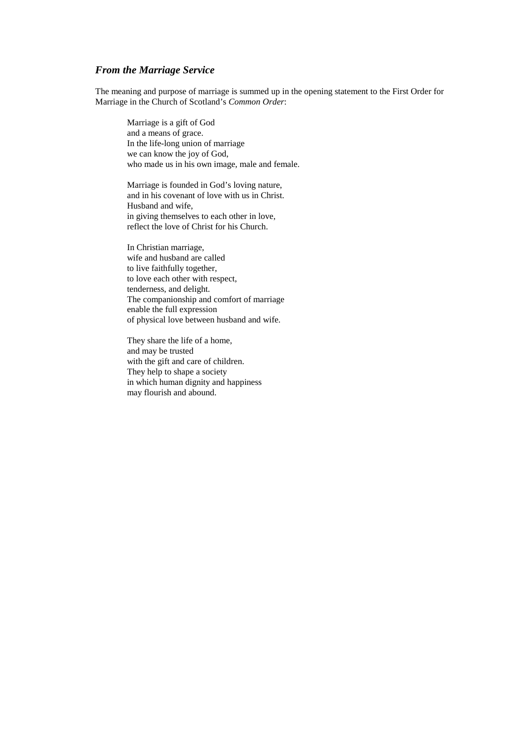### *From the Marriage Service*

The meaning and purpose of marriage is summed up in the opening statement to the First Order for Marriage in the Church of Scotland's *Common Order*:

> Marriage is a gift of God  
> and a means of grace.  
> In the life-long union of marriage  
> we can know the joy of God,  
> who made us in his own image, male and female.
>
> Marriage is founded in God's loving nature,  
> and in his covenant of love with us in Christ.  
> Husband and wife,  
> in giving themselves to each other in love,  
> reflect the love of Christ for his Church.
>
> In Christian marriage,  
> wife and husband are called  
> to live faithfully together,  
> to love each other with respect,  
> tenderness, and delight.  
> The companionship and comfort of marriage  
> enable the full expression  
> of physical love between husband and wife.
>
> They share the life of a home,  
> and may be trusted  
> with the gift and care of children.  
> They help to shape a society  
> in which human dignity and happiness  
> may flourish and abound.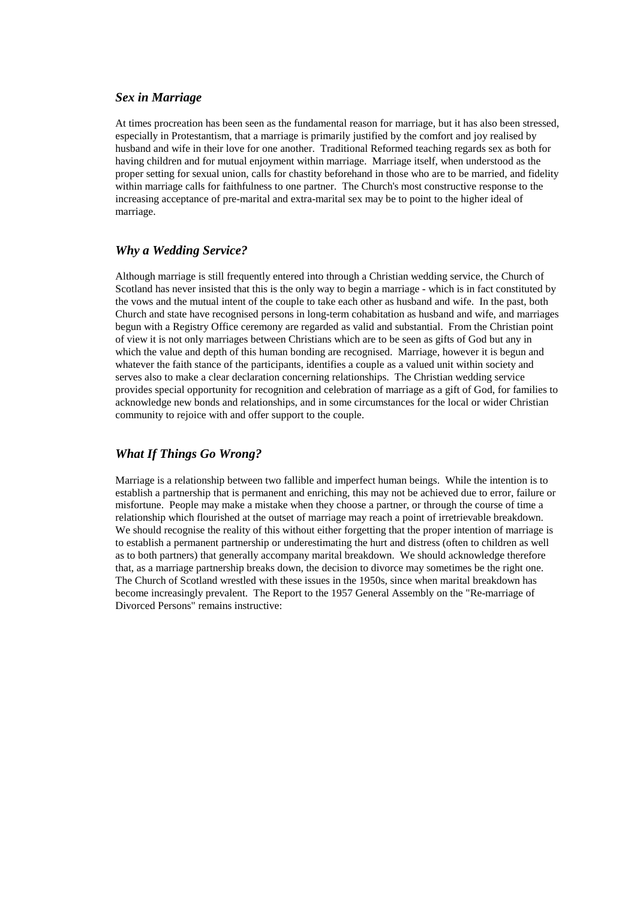### *Sex in Marriage*

At times procreation has been seen as the fundamental reason for marriage, but it has also been stressed, especially in Protestantism, that a marriage is primarily justified by the comfort and joy realised by husband and wife in their love for one another. Traditional Reformed teaching regards sex as both for having children and for mutual enjoyment within marriage. Marriage itself, when understood as the proper setting for sexual union, calls for chastity beforehand in those who are to be married, and fidelity within marriage calls for faithfulness to one partner. The Church's most constructive response to the increasing acceptance of pre-marital and extra-marital sex may be to point to the higher ideal of marriage.

### *Why a Wedding Service?*

Although marriage is still frequently entered into through a Christian wedding service, the Church of Scotland has never insisted that this is the only way to begin a marriage - which is in fact constituted by the vows and the mutual intent of the couple to take each other as husband and wife. In the past, both Church and state have recognised persons in long-term cohabitation as husband and wife, and marriages begun with a Registry Office ceremony are regarded as valid and substantial. From the Christian point of view it is not only marriages between Christians which are to be seen as gifts of God but any in which the value and depth of this human bonding are recognised. Marriage, however it is begun and whatever the faith stance of the participants, identifies a couple as a valued unit within society and serves also to make a clear declaration concerning relationships. The Christian wedding service provides special opportunity for recognition and celebration of marriage as a gift of God, for families to acknowledge new bonds and relationships, and in some circumstances for the local or wider Christian community to rejoice with and offer support to the couple.

### *What If Things Go Wrong?*

Marriage is a relationship between two fallible and imperfect human beings. While the intention is to establish a partnership that is permanent and enriching, this may not be achieved due to error, failure or misfortune. People may make a mistake when they choose a partner, or through the course of time a relationship which flourished at the outset of marriage may reach a point of irretrievable breakdown. We should recognise the reality of this without either forgetting that the proper intention of marriage is to establish a permanent partnership or underestimating the hurt and distress (often to children as well as to both partners) that generally accompany marital breakdown. We should acknowledge therefore that, as a marriage partnership breaks down, the decision to divorce may sometimes be the right one. The Church of Scotland wrestled with these issues in the 1950s, since when marital breakdown has become increasingly prevalent. The Report to the 1957 General Assembly on the "Re-marriage of Divorced Persons" remains instructive: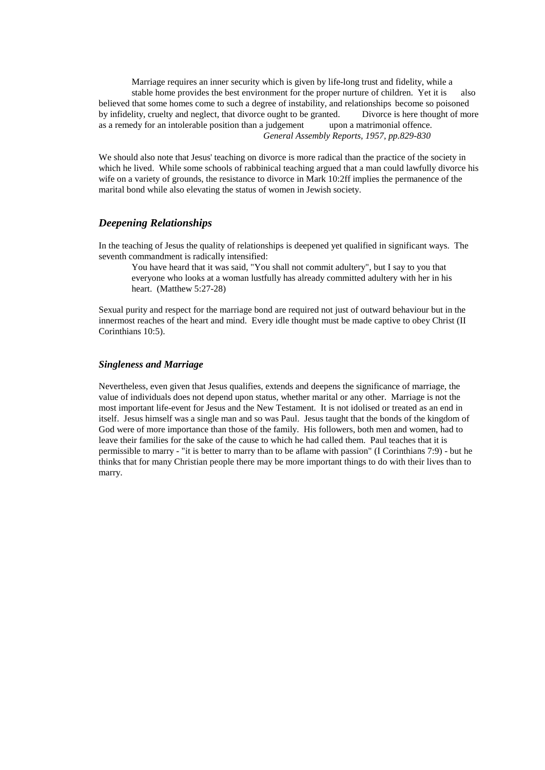> Marriage requires an inner security which is given by life-long trust and fidelity, while a stable home provides the best environment for the proper nurture of children. Yet it is also believed that some homes come to such a degree of instability, and relationships become so poisoned by infidelity, cruelty and neglect, that divorce ought to be granted. Divorce is here thought of more as a remedy for an intolerable position than a judgement upon a matrimonial offence.
>
> *General Assembly Reports, 1957, pp.829-830*

We should also note that Jesus' teaching on divorce is more radical than the practice of the society in which he lived. While some schools of rabbinical teaching argued that a man could lawfully divorce his wife on a variety of grounds, the resistance to divorce in Mark 10:2ff implies the permanence of the marital bond while also elevating the status of women in Jewish society.

### *Deepening Relationships*

In the teaching of Jesus the quality of relationships is deepened yet qualified in significant ways. The seventh commandment is radically intensified:

> You have heard that it was said, "You shall not commit adultery", but I say to you that everyone who looks at a woman lustfully has already committed adultery with her in his heart. (Matthew 5:27-28)

Sexual purity and respect for the marriage bond are required not just of outward behaviour but in the innermost reaches of the heart and mind. Every idle thought must be made captive to obey Christ (II Corinthians 10:5).

#### *Singleness and Marriage*

Nevertheless, even given that Jesus qualifies, extends and deepens the significance of marriage, the value of individuals does not depend upon status, whether marital or any other. Marriage is not the most important life-event for Jesus and the New Testament. It is not idolised or treated as an end in itself. Jesus himself was a single man and so was Paul. Jesus taught that the bonds of the kingdom of God were of more importance than those of the family. His followers, both men and women, had to leave their families for the sake of the cause to which he had called them. Paul teaches that it is permissible to marry - "it is better to marry than to be aflame with passion" (I Corinthians 7:9) - but he thinks that for many Christian people there may be more important things to do with their lives than to marry.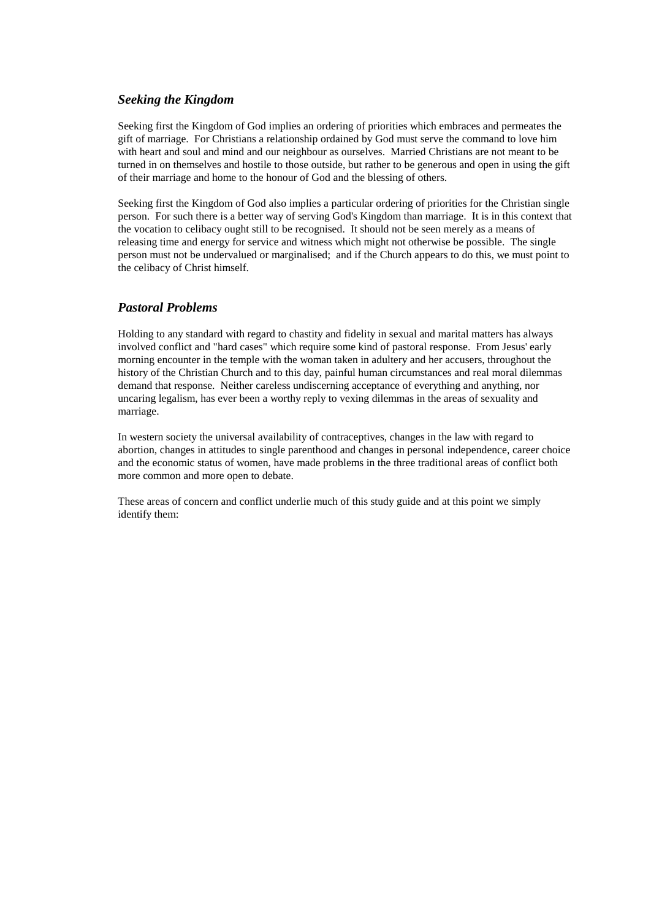### *Seeking the Kingdom*

Seeking first the Kingdom of God implies an ordering of priorities which embraces and permeates the gift of marriage. For Christians a relationship ordained by God must serve the command to love him with heart and soul and mind and our neighbour as ourselves. Married Christians are not meant to be turned in on themselves and hostile to those outside, but rather to be generous and open in using the gift of their marriage and home to the honour of God and the blessing of others.

Seeking first the Kingdom of God also implies a particular ordering of priorities for the Christian single person. For such there is a better way of serving God's Kingdom than marriage. It is in this context that the vocation to celibacy ought still to be recognised. It should not be seen merely as a means of releasing time and energy for service and witness which might not otherwise be possible. The single person must not be undervalued or marginalised; and if the Church appears to do this, we must point to the celibacy of Christ himself.

### *Pastoral Problems*

Holding to any standard with regard to chastity and fidelity in sexual and marital matters has always involved conflict and "hard cases" which require some kind of pastoral response. From Jesus' early morning encounter in the temple with the woman taken in adultery and her accusers, throughout the history of the Christian Church and to this day, painful human circumstances and real moral dilemmas demand that response. Neither careless undiscerning acceptance of everything and anything, nor uncaring legalism, has ever been a worthy reply to vexing dilemmas in the areas of sexuality and marriage.

In western society the universal availability of contraceptives, changes in the law with regard to abortion, changes in attitudes to single parenthood and changes in personal independence, career choice and the economic status of women, have made problems in the three traditional areas of conflict both more common and more open to debate.

These areas of concern and conflict underlie much of this study guide and at this point we simply identify them: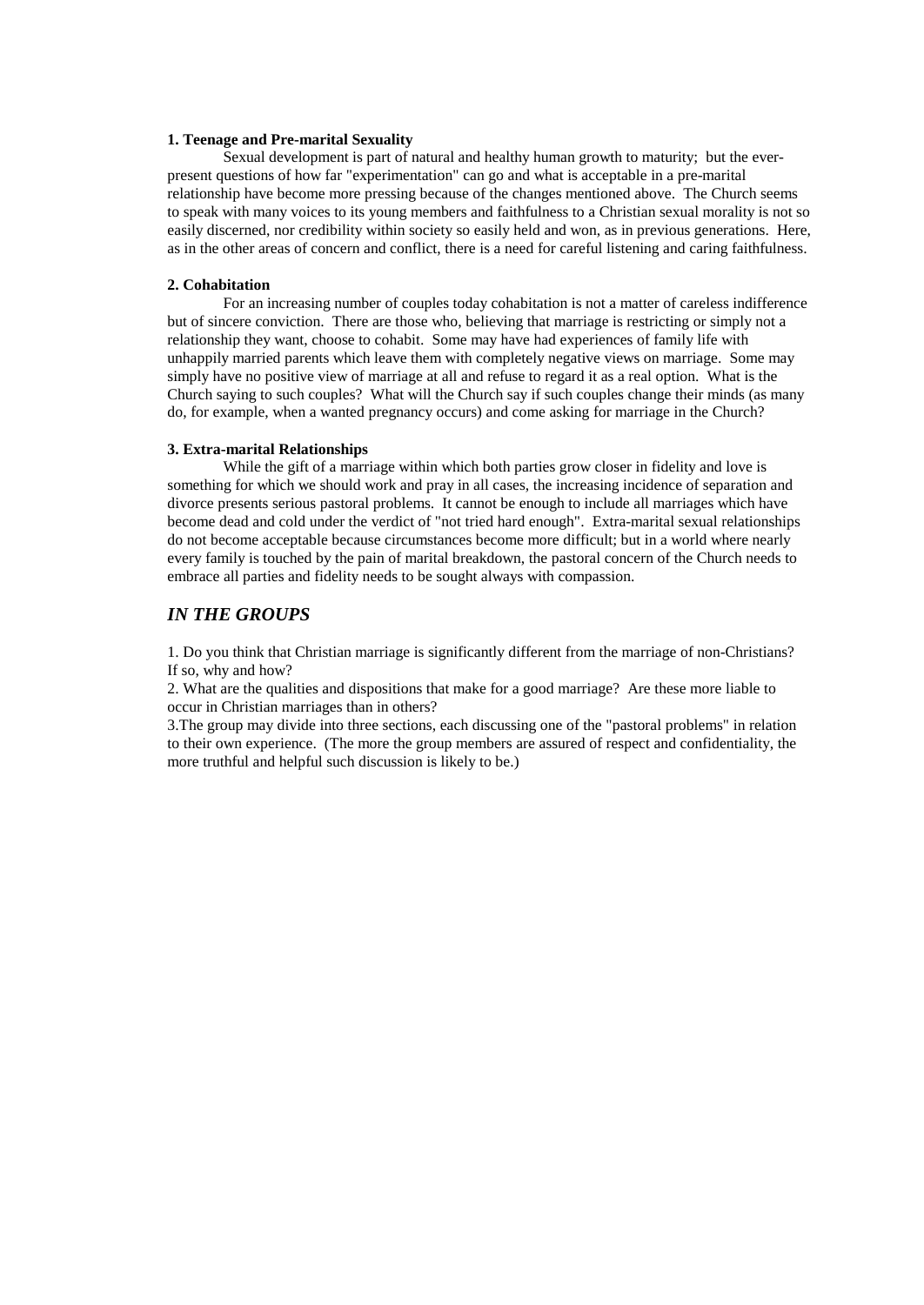**1. Teenage and Pre-marital Sexuality**

Sexual development is part of natural and healthy human growth to maturity; but the ever-present questions of how far "experimentation" can go and what is acceptable in a pre-marital relationship have become more pressing because of the changes mentioned above. The Church seems to speak with many voices to its young members and faithfulness to a Christian sexual morality is not so easily discerned, nor credibility within society so easily held and won, as in previous generations. Here, as in the other areas of concern and conflict, there is a need for careful listening and caring faithfulness.

**2. Cohabitation**

For an increasing number of couples today cohabitation is not a matter of careless indifference but of sincere conviction. There are those who, believing that marriage is restricting or simply not a relationship they want, choose to cohabit. Some may have had experiences of family life with unhappily married parents which leave them with completely negative views on marriage. Some may simply have no positive view of marriage at all and refuse to regard it as a real option. What is the Church saying to such couples? What will the Church say if such couples change their minds (as many do, for example, when a wanted pregnancy occurs) and come asking for marriage in the Church?

**3. Extra-marital Relationships**

While the gift of a marriage within which both parties grow closer in fidelity and love is something for which we should work and pray in all cases, the increasing incidence of separation and divorce presents serious pastoral problems. It cannot be enough to include all marriages which have become dead and cold under the verdict of "not tried hard enough". Extra-marital sexual relationships do not become acceptable because circumstances become more difficult; but in a world where nearly every family is touched by the pain of marital breakdown, the pastoral concern of the Church needs to embrace all parties and fidelity needs to be sought always with compassion.

## *IN THE GROUPS*

1. Do you think that Christian marriage is significantly different from the marriage of non-Christians? If so, why and how?
2. What are the qualities and dispositions that make for a good marriage? Are these more liable to occur in Christian marriages than in others?
3. The group may divide into three sections, each discussing one of the "pastoral problems" in relation to their own experience. (The more the group members are assured of respect and confidentiality, the more truthful and helpful such discussion is likely to be.)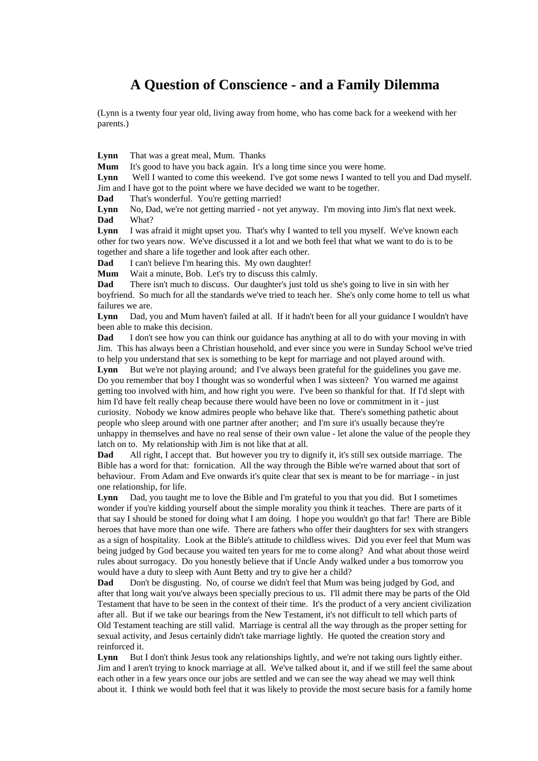# A Question of Conscience - and a Family Dilemma

(Lynn is a twenty four year old, living away from home, who has come back for a weekend with her parents.)

**Lynn** That was a great meal, Mum. Thanks

**Mum** It's good to have you back again. It's a long time since you were home.

**Lynn** Well I wanted to come this weekend. I've got some news I wanted to tell you and Dad myself. Jim and I have got to the point where we have decided we want to be together.

**Dad** That's wonderful. You're getting married!

**Lynn** No, Dad, we're not getting married - not yet anyway. I'm moving into Jim's flat next week.

**Dad** What?

**Lynn** I was afraid it might upset you. That's why I wanted to tell you myself. We've known each other for two years now. We've discussed it a lot and we both feel that what we want to do is to be together and share a life together and look after each other.

**Dad** I can't believe I'm hearing this. My own daughter!

**Mum** Wait a minute, Bob. Let's try to discuss this calmly.

**Dad** There isn't much to discuss. Our daughter's just told us she's going to live in sin with her boyfriend. So much for all the standards we've tried to teach her. She's only come home to tell us what failures we are.

**Lynn** Dad, you and Mum haven't failed at all. If it hadn't been for all your guidance I wouldn't have been able to make this decision.

**Dad** I don't see how you can think our guidance has anything at all to do with your moving in with Jim. This has always been a Christian household, and ever since you were in Sunday School we've tried to help you understand that sex is something to be kept for marriage and not played around with.

**Lynn** But we're not playing around; and I've always been grateful for the guidelines you gave me. Do you remember that boy I thought was so wonderful when I was sixteen? You warned me against getting too involved with him, and how right you were. I've been so thankful for that. If I'd slept with him I'd have felt really cheap because there would have been no love or commitment in it - just curiosity. Nobody we know admires people who behave like that. There's something pathetic about people who sleep around with one partner after another; and I'm sure it's usually because they're unhappy in themselves and have no real sense of their own value - let alone the value of the people they latch on to. My relationship with Jim is not like that at all.

**Dad** All right, I accept that. But however you try to dignify it, it's still sex outside marriage. The Bible has a word for that: fornication. All the way through the Bible we're warned about that sort of behaviour. From Adam and Eve onwards it's quite clear that sex is meant to be for marriage - in just one relationship, for life.

**Lynn** Dad, you taught me to love the Bible and I'm grateful to you that you did. But I sometimes wonder if you're kidding yourself about the simple morality you think it teaches. There are parts of it that say I should be stoned for doing what I am doing. I hope you wouldn't go that far! There are Bible heroes that have more than one wife. There are fathers who offer their daughters for sex with strangers as a sign of hospitality. Look at the Bible's attitude to childless wives. Did you ever feel that Mum was being judged by God because you waited ten years for me to come along? And what about those weird rules about surrogacy. Do you honestly believe that if Uncle Andy walked under a bus tomorrow you would have a duty to sleep with Aunt Betty and try to give her a child?

**Dad** Don't be disgusting. No, of course we didn't feel that Mum was being judged by God, and after that long wait you've always been specially precious to us. I'll admit there may be parts of the Old Testament that have to be seen in the context of their time. It's the product of a very ancient civilization after all. But if we take our bearings from the New Testament, it's not difficult to tell which parts of Old Testament teaching are still valid. Marriage is central all the way through as the proper setting for sexual activity, and Jesus certainly didn't take marriage lightly. He quoted the creation story and reinforced it.

**Lynn** But I don't think Jesus took any relationships lightly, and we're not taking ours lightly either. Jim and I aren't trying to knock marriage at all. We've talked about it, and if we still feel the same about each other in a few years once our jobs are settled and we can see the way ahead we may well think about it. I think we would both feel that it was likely to provide the most secure basis for a family home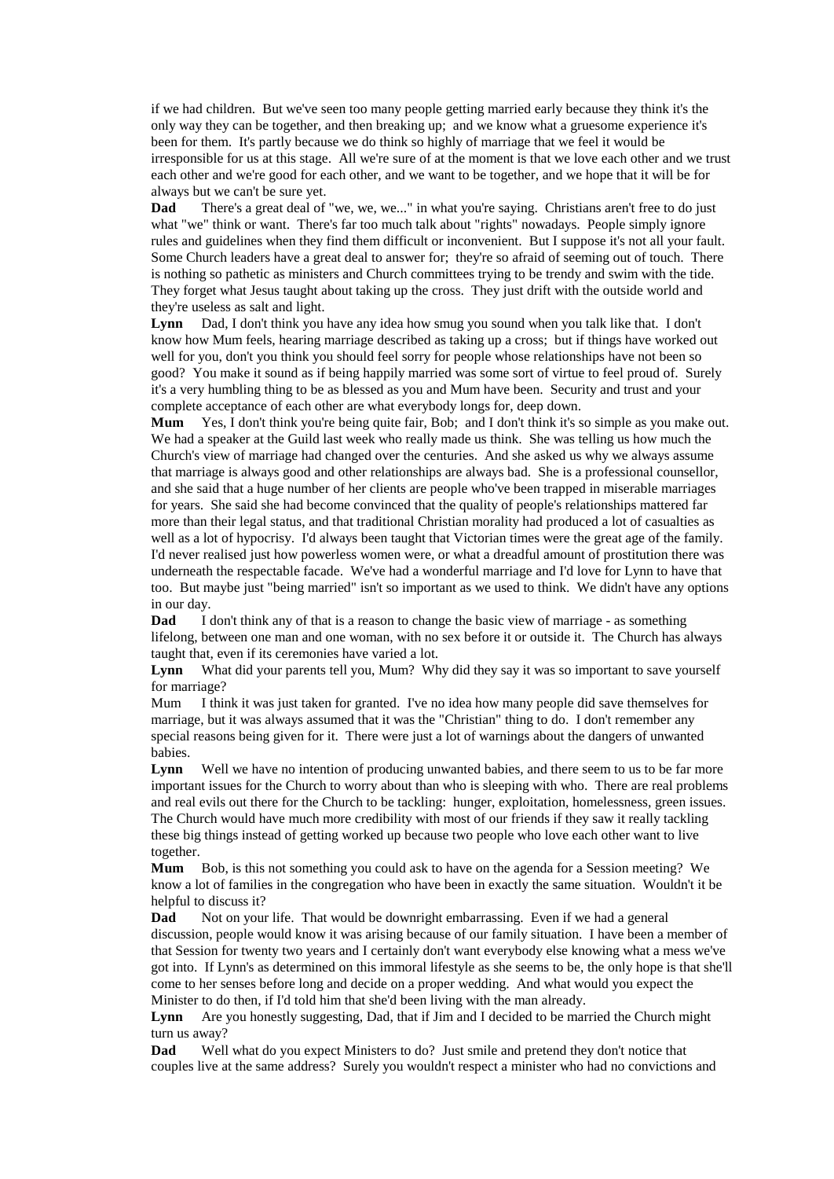if we had children. But we've seen too many people getting married early because they think it's the only way they can be together, and then breaking up; and we know what a gruesome experience it's been for them. It's partly because we do think so highly of marriage that we feel it would be irresponsible for us at this stage. All we're sure of at the moment is that we love each other and we trust each other and we're good for each other, and we want to be together, and we hope that it will be for always but we can't be sure yet.

**Dad** There's a great deal of "we, we, we..." in what you're saying. Christians aren't free to do just what "we" think or want. There's far too much talk about "rights" nowadays. People simply ignore rules and guidelines when they find them difficult or inconvenient. But I suppose it's not all your fault. Some Church leaders have a great deal to answer for; they're so afraid of seeming out of touch. There is nothing so pathetic as ministers and Church committees trying to be trendy and swim with the tide. They forget what Jesus taught about taking up the cross. They just drift with the outside world and they're useless as salt and light.

**Lynn** Dad, I don't think you have any idea how smug you sound when you talk like that. I don't know how Mum feels, hearing marriage described as taking up a cross; but if things have worked out well for you, don't you think you should feel sorry for people whose relationships have not been so good? You make it sound as if being happily married was some sort of virtue to feel proud of. Surely it's a very humbling thing to be as blessed as you and Mum have been. Security and trust and your complete acceptance of each other are what everybody longs for, deep down.

**Mum** Yes, I don't think you're being quite fair, Bob; and I don't think it's so simple as you make out. We had a speaker at the Guild last week who really made us think. She was telling us how much the Church's view of marriage had changed over the centuries. And she asked us why we always assume that marriage is always good and other relationships are always bad. She is a professional counsellor, and she said that a huge number of her clients are people who've been trapped in miserable marriages for years. She said she had become convinced that the quality of people's relationships mattered far more than their legal status, and that traditional Christian morality had produced a lot of casualties as well as a lot of hypocrisy. I'd always been taught that Victorian times were the great age of the family. I'd never realised just how powerless women were, or what a dreadful amount of prostitution there was underneath the respectable facade. We've had a wonderful marriage and I'd love for Lynn to have that too. But maybe just "being married" isn't so important as we used to think. We didn't have any options in our day.

**Dad** I don't think any of that is a reason to change the basic view of marriage - as something lifelong, between one man and one woman, with no sex before it or outside it. The Church has always taught that, even if its ceremonies have varied a lot.

**Lynn** What did your parents tell you, Mum? Why did they say it was so important to save yourself for marriage?

Mum I think it was just taken for granted. I've no idea how many people did save themselves for marriage, but it was always assumed that it was the "Christian" thing to do. I don't remember any special reasons being given for it. There were just a lot of warnings about the dangers of unwanted babies.

**Lynn** Well we have no intention of producing unwanted babies, and there seem to us to be far more important issues for the Church to worry about than who is sleeping with who. There are real problems and real evils out there for the Church to be tackling: hunger, exploitation, homelessness, green issues. The Church would have much more credibility with most of our friends if they saw it really tackling these big things instead of getting worked up because two people who love each other want to live together.

**Mum** Bob, is this not something you could ask to have on the agenda for a Session meeting? We know a lot of families in the congregation who have been in exactly the same situation. Wouldn't it be helpful to discuss it?

**Dad** Not on your life. That would be downright embarrassing. Even if we had a general discussion, people would know it was arising because of our family situation. I have been a member of that Session for twenty two years and I certainly don't want everybody else knowing what a mess we've got into. If Lynn's as determined on this immoral lifestyle as she seems to be, the only hope is that she'll come to her senses before long and decide on a proper wedding. And what would you expect the Minister to do then, if I'd told him that she'd been living with the man already.

**Lynn** Are you honestly suggesting, Dad, that if Jim and I decided to be married the Church might turn us away?

**Dad** Well what do you expect Ministers to do? Just smile and pretend they don't notice that couples live at the same address? Surely you wouldn't respect a minister who had no convictions and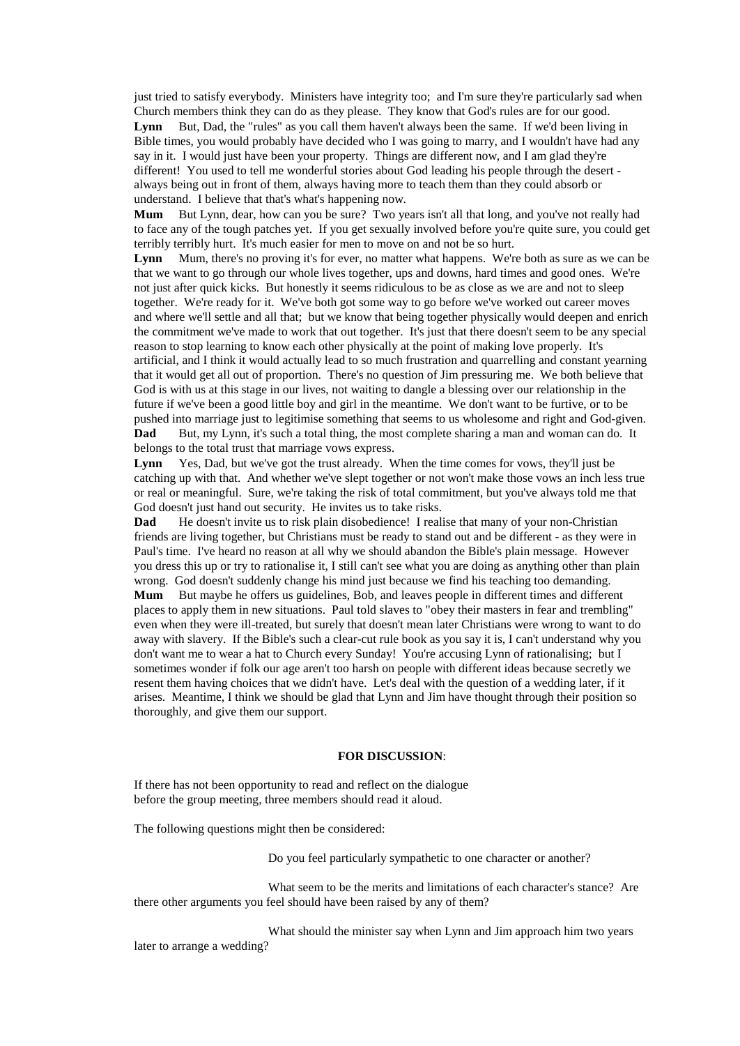just tried to satisfy everybody. Ministers have integrity too; and I'm sure they're particularly sad when Church members think they can do as they please. They know that God's rules are for our good.

**Lynn** But, Dad, the "rules" as you call them haven't always been the same. If we'd been living in Bible times, you would probably have decided who I was going to marry, and I wouldn't have had any say in it. I would just have been your property. Things are different now, and I am glad they're different! You used to tell me wonderful stories about God leading his people through the desert - always being out in front of them, always having more to teach them than they could absorb or understand. I believe that that's what's happening now.

**Mum** But Lynn, dear, how can you be sure? Two years isn't all that long, and you've not really had to face any of the tough patches yet. If you get sexually involved before you're quite sure, you could get terribly terribly hurt. It's much easier for men to move on and not be so hurt.

**Lynn** Mum, there's no proving it's for ever, no matter what happens. We're both as sure as we can be that we want to go through our whole lives together, ups and downs, hard times and good ones. We're not just after quick kicks. But honestly it seems ridiculous to be as close as we are and not to sleep together. We're ready for it. We've both got some way to go before we've worked out career moves and where we'll settle and all that; but we know that being together physically would deepen and enrich the commitment we've made to work that out together. It's just that there doesn't seem to be any special reason to stop learning to know each other physically at the point of making love properly. It's artificial, and I think it would actually lead to so much frustration and quarrelling and constant yearning that it would get all out of proportion. There's no question of Jim pressuring me. We both believe that God is with us at this stage in our lives, not waiting to dangle a blessing over our relationship in the future if we've been a good little boy and girl in the meantime. We don't want to be furtive, or to be pushed into marriage just to legitimise something that seems to us wholesome and right and God-given.

**Dad** But, my Lynn, it's such a total thing, the most complete sharing a man and woman can do. It belongs to the total trust that marriage vows express.

**Lynn** Yes, Dad, but we've got the trust already. When the time comes for vows, they'll just be catching up with that. And whether we've slept together or not won't make those vows an inch less true or real or meaningful. Sure, we're taking the risk of total commitment, but you've always told me that God doesn't just hand out security. He invites us to take risks.

**Dad** He doesn't invite us to risk plain disobedience! I realise that many of your non-Christian friends are living together, but Christians must be ready to stand out and be different - as they were in Paul's time. I've heard no reason at all why we should abandon the Bible's plain message. However you dress this up or try to rationalise it, I still can't see what you are doing as anything other than plain wrong. God doesn't suddenly change his mind just because we find his teaching too demanding.

**Mum** But maybe he offers us guidelines, Bob, and leaves people in different times and different places to apply them in new situations. Paul told slaves to "obey their masters in fear and trembling" even when they were ill-treated, but surely that doesn't mean later Christians were wrong to want to do away with slavery. If the Bible's such a clear-cut rule book as you say it is, I can't understand why you don't want me to wear a hat to Church every Sunday! You're accusing Lynn of rationalising; but I sometimes wonder if folk our age aren't too harsh on people with different ideas because secretly we resent them having choices that we didn't have. Let's deal with the question of a wedding later, if it arises. Meantime, I think we should be glad that Lynn and Jim have thought through their position so thoroughly, and give them our support.

**FOR DISCUSSION**:

If there has not been opportunity to read and reflect on the dialogue before the group meeting, three members should read it aloud.

The following questions might then be considered:

Do you feel particularly sympathetic to one character or another?

What seem to be the merits and limitations of each character's stance? Are there other arguments you feel should have been raised by any of them?

What should the minister say when Lynn and Jim approach him two years later to arrange a wedding?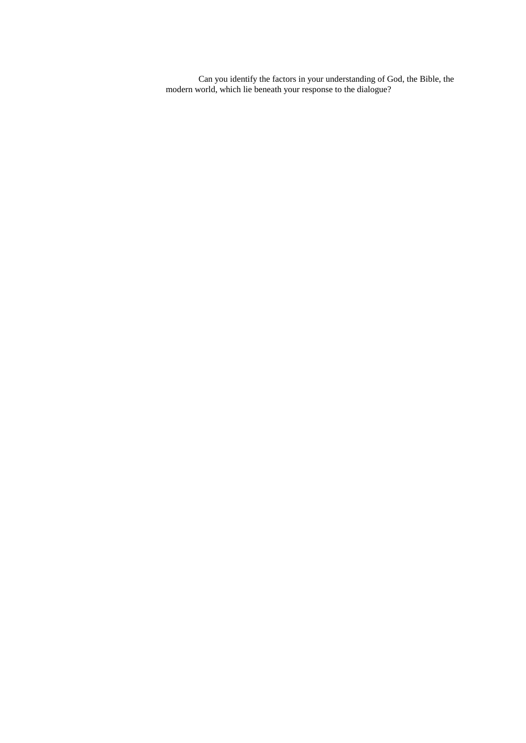Can you identify the factors in your understanding of God, the Bible, the modern world, which lie beneath your response to the dialogue?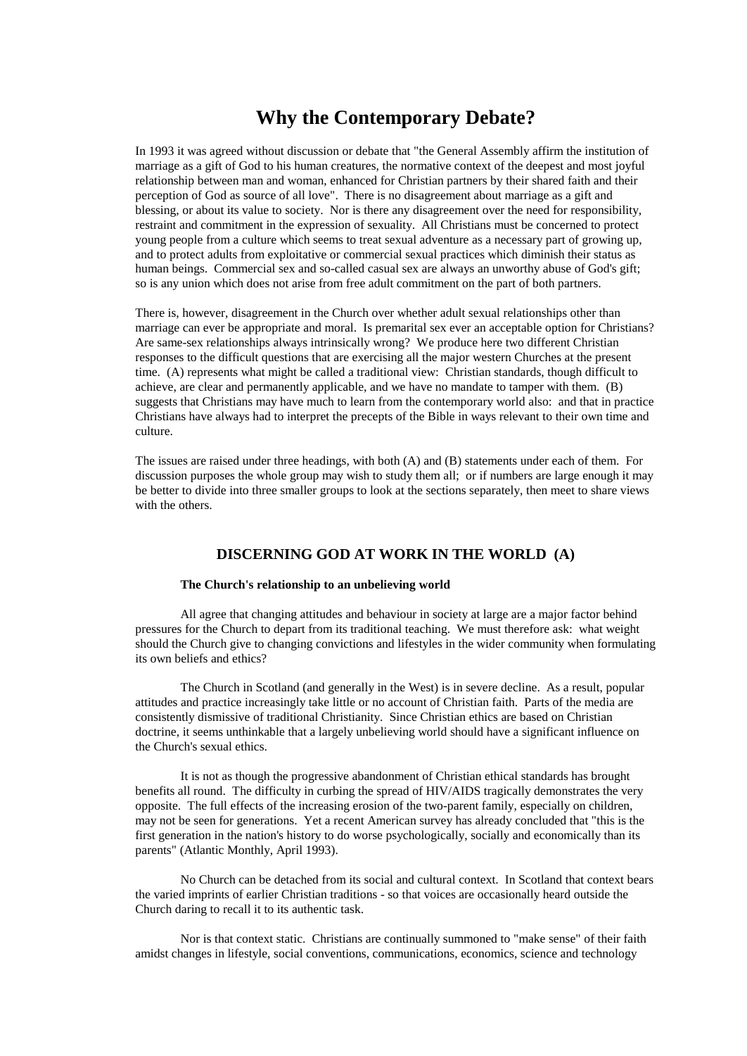# Why the Contemporary Debate?

In 1993 it was agreed without discussion or debate that "the General Assembly affirm the institution of marriage as a gift of God to his human creatures, the normative context of the deepest and most joyful relationship between man and woman, enhanced for Christian partners by their shared faith and their perception of God as source of all love". There is no disagreement about marriage as a gift and blessing, or about its value to society. Nor is there any disagreement over the need for responsibility, restraint and commitment in the expression of sexuality. All Christians must be concerned to protect young people from a culture which seems to treat sexual adventure as a necessary part of growing up, and to protect adults from exploitative or commercial sexual practices which diminish their status as human beings. Commercial sex and so-called casual sex are always an unworthy abuse of God's gift; so is any union which does not arise from free adult commitment on the part of both partners.

There is, however, disagreement in the Church over whether adult sexual relationships other than marriage can ever be appropriate and moral. Is premarital sex ever an acceptable option for Christians? Are same-sex relationships always intrinsically wrong? We produce here two different Christian responses to the difficult questions that are exercising all the major western Churches at the present time. (A) represents what might be called a traditional view: Christian standards, though difficult to achieve, are clear and permanently applicable, and we have no mandate to tamper with them. (B) suggests that Christians may have much to learn from the contemporary world also: and that in practice Christians have always had to interpret the precepts of the Bible in ways relevant to their own time and culture.

The issues are raised under three headings, with both (A) and (B) statements under each of them. For discussion purposes the whole group may wish to study them all; or if numbers are large enough it may be better to divide into three smaller groups to look at the sections separately, then meet to share views with the others.

## DISCERNING GOD AT WORK IN THE WORLD (A)

**The Church's relationship to an unbelieving world**

All agree that changing attitudes and behaviour in society at large are a major factor behind pressures for the Church to depart from its traditional teaching. We must therefore ask: what weight should the Church give to changing convictions and lifestyles in the wider community when formulating its own beliefs and ethics?

The Church in Scotland (and generally in the West) is in severe decline. As a result, popular attitudes and practice increasingly take little or no account of Christian faith. Parts of the media are consistently dismissive of traditional Christianity. Since Christian ethics are based on Christian doctrine, it seems unthinkable that a largely unbelieving world should have a significant influence on the Church's sexual ethics.

It is not as though the progressive abandonment of Christian ethical standards has brought benefits all round. The difficulty in curbing the spread of HIV/AIDS tragically demonstrates the very opposite. The full effects of the increasing erosion of the two-parent family, especially on children, may not be seen for generations. Yet a recent American survey has already concluded that "this is the first generation in the nation's history to do worse psychologically, socially and economically than its parents" (Atlantic Monthly, April 1993).

No Church can be detached from its social and cultural context. In Scotland that context bears the varied imprints of earlier Christian traditions - so that voices are occasionally heard outside the Church daring to recall it to its authentic task.

Nor is that context static. Christians are continually summoned to "make sense" of their faith amidst changes in lifestyle, social conventions, communications, economics, science and technology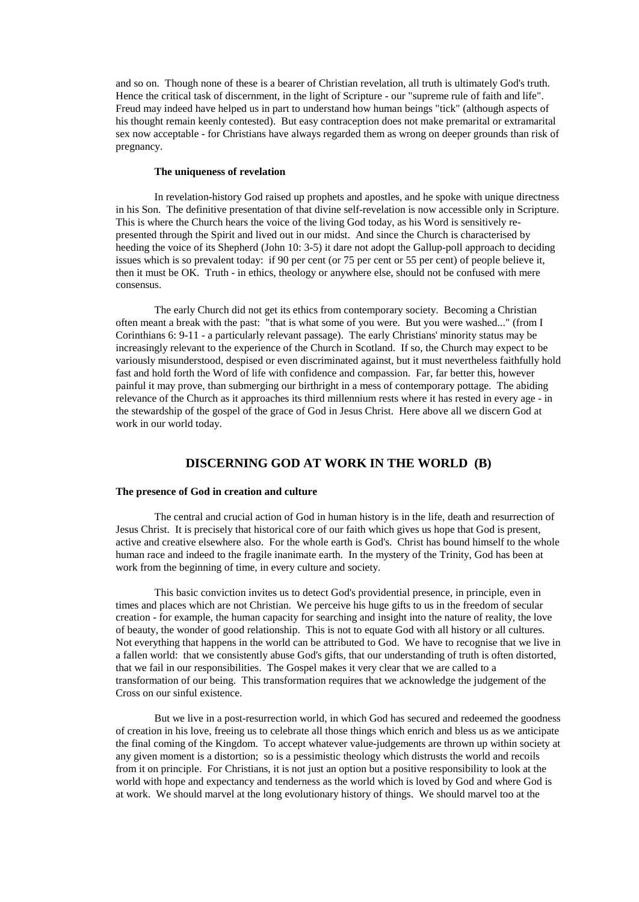and so on. Though none of these is a bearer of Christian revelation, all truth is ultimately God's truth. Hence the critical task of discernment, in the light of Scripture - our "supreme rule of faith and life". Freud may indeed have helped us in part to understand how human beings "tick" (although aspects of his thought remain keenly contested). But easy contraception does not make premarital or extramarital sex now acceptable - for Christians have always regarded them as wrong on deeper grounds than risk of pregnancy.

#### The uniqueness of revelation

In revelation-history God raised up prophets and apostles, and he spoke with unique directness in his Son. The definitive presentation of that divine self-revelation is now accessible only in Scripture. This is where the Church hears the voice of the living God today, as his Word is sensitively re-presented through the Spirit and lived out in our midst. And since the Church is characterised by heeding the voice of its Shepherd (John 10: 3-5) it dare not adopt the Gallup-poll approach to deciding issues which is so prevalent today: if 90 per cent (or 75 per cent or 55 per cent) of people believe it, then it must be OK. Truth - in ethics, theology or anywhere else, should not be confused with mere consensus.

The early Church did not get its ethics from contemporary society. Becoming a Christian often meant a break with the past: "that is what some of you were. But you were washed..." (from I Corinthians 6: 9-11 - a particularly relevant passage). The early Christians' minority status may be increasingly relevant to the experience of the Church in Scotland. If so, the Church may expect to be variously misunderstood, despised or even discriminated against, but it must nevertheless faithfully hold fast and hold forth the Word of life with confidence and compassion. Far, far better this, however painful it may prove, than submerging our birthright in a mess of contemporary pottage. The abiding relevance of the Church as it approaches its third millennium rests where it has rested in every age - in the stewardship of the gospel of the grace of God in Jesus Christ. Here above all we discern God at work in our world today.

## DISCERNING GOD AT WORK IN THE WORLD (B)

#### The presence of God in creation and culture

The central and crucial action of God in human history is in the life, death and resurrection of Jesus Christ. It is precisely that historical core of our faith which gives us hope that God is present, active and creative elsewhere also. For the whole earth is God's. Christ has bound himself to the whole human race and indeed to the fragile inanimate earth. In the mystery of the Trinity, God has been at work from the beginning of time, in every culture and society.

This basic conviction invites us to detect God's providential presence, in principle, even in times and places which are not Christian. We perceive his huge gifts to us in the freedom of secular creation - for example, the human capacity for searching and insight into the nature of reality, the love of beauty, the wonder of good relationship. This is not to equate God with all history or all cultures. Not everything that happens in the world can be attributed to God. We have to recognise that we live in a fallen world: that we consistently abuse God's gifts, that our understanding of truth is often distorted, that we fail in our responsibilities. The Gospel makes it very clear that we are called to a transformation of our being. This transformation requires that we acknowledge the judgement of the Cross on our sinful existence.

But we live in a post-resurrection world, in which God has secured and redeemed the goodness of creation in his love, freeing us to celebrate all those things which enrich and bless us as we anticipate the final coming of the Kingdom. To accept whatever value-judgements are thrown up within society at any given moment is a distortion; so is a pessimistic theology which distrusts the world and recoils from it on principle. For Christians, it is not just an option but a positive responsibility to look at the world with hope and expectancy and tenderness as the world which is loved by God and where God is at work. We should marvel at the long evolutionary history of things. We should marvel too at the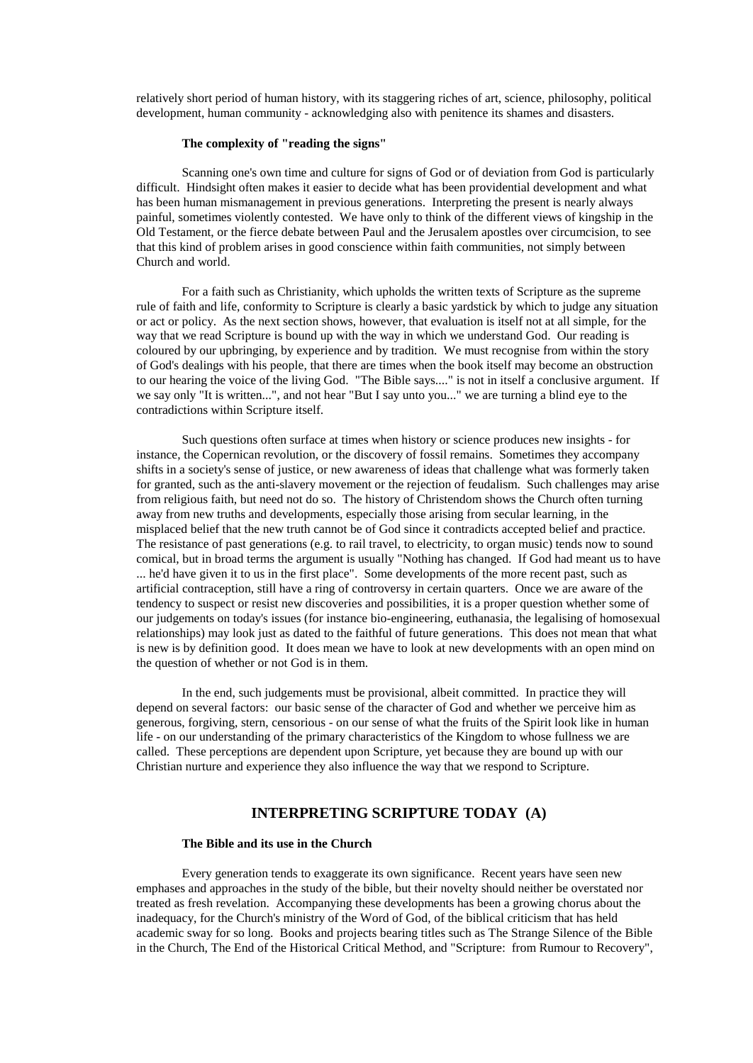relatively short period of human history, with its staggering riches of art, science, philosophy, political development, human community - acknowledging also with penitence its shames and disasters.

### The complexity of "reading the signs"

Scanning one's own time and culture for signs of God or of deviation from God is particularly difficult. Hindsight often makes it easier to decide what has been providential development and what has been human mismanagement in previous generations. Interpreting the present is nearly always painful, sometimes violently contested. We have only to think of the different views of kingship in the Old Testament, or the fierce debate between Paul and the Jerusalem apostles over circumcision, to see that this kind of problem arises in good conscience within faith communities, not simply between Church and world.

For a faith such as Christianity, which upholds the written texts of Scripture as the supreme rule of faith and life, conformity to Scripture is clearly a basic yardstick by which to judge any situation or act or policy. As the next section shows, however, that evaluation is itself not at all simple, for the way that we read Scripture is bound up with the way in which we understand God. Our reading is coloured by our upbringing, by experience and by tradition. We must recognise from within the story of God's dealings with his people, that there are times when the book itself may become an obstruction to our hearing the voice of the living God. "The Bible says...." is not in itself a conclusive argument. If we say only "It is written...", and not hear "But I say unto you..." we are turning a blind eye to the contradictions within Scripture itself.

Such questions often surface at times when history or science produces new insights - for instance, the Copernican revolution, or the discovery of fossil remains. Sometimes they accompany shifts in a society's sense of justice, or new awareness of ideas that challenge what was formerly taken for granted, such as the anti-slavery movement or the rejection of feudalism. Such challenges may arise from religious faith, but need not do so. The history of Christendom shows the Church often turning away from new truths and developments, especially those arising from secular learning, in the misplaced belief that the new truth cannot be of God since it contradicts accepted belief and practice. The resistance of past generations (e.g. to rail travel, to electricity, to organ music) tends now to sound comical, but in broad terms the argument is usually "Nothing has changed. If God had meant us to have ... he'd have given it to us in the first place". Some developments of the more recent past, such as artificial contraception, still have a ring of controversy in certain quarters. Once we are aware of the tendency to suspect or resist new discoveries and possibilities, it is a proper question whether some of our judgements on today's issues (for instance bio-engineering, euthanasia, the legalising of homosexual relationships) may look just as dated to the faithful of future generations. This does not mean that what is new is by definition good. It does mean we have to look at new developments with an open mind on the question of whether or not God is in them.

In the end, such judgements must be provisional, albeit committed. In practice they will depend on several factors: our basic sense of the character of God and whether we perceive him as generous, forgiving, stern, censorious - on our sense of what the fruits of the Spirit look like in human life - on our understanding of the primary characteristics of the Kingdom to whose fullness we are called. These perceptions are dependent upon Scripture, yet because they are bound up with our Christian nurture and experience they also influence the way that we respond to Scripture.

## INTERPRETING SCRIPTURE TODAY (A)

### The Bible and its use in the Church

Every generation tends to exaggerate its own significance. Recent years have seen new emphases and approaches in the study of the bible, but their novelty should neither be overstated nor treated as fresh revelation. Accompanying these developments has been a growing chorus about the inadequacy, for the Church's ministry of the Word of God, of the biblical criticism that has held academic sway for so long. Books and projects bearing titles such as The Strange Silence of the Bible in the Church, The End of the Historical Critical Method, and "Scripture: from Rumour to Recovery",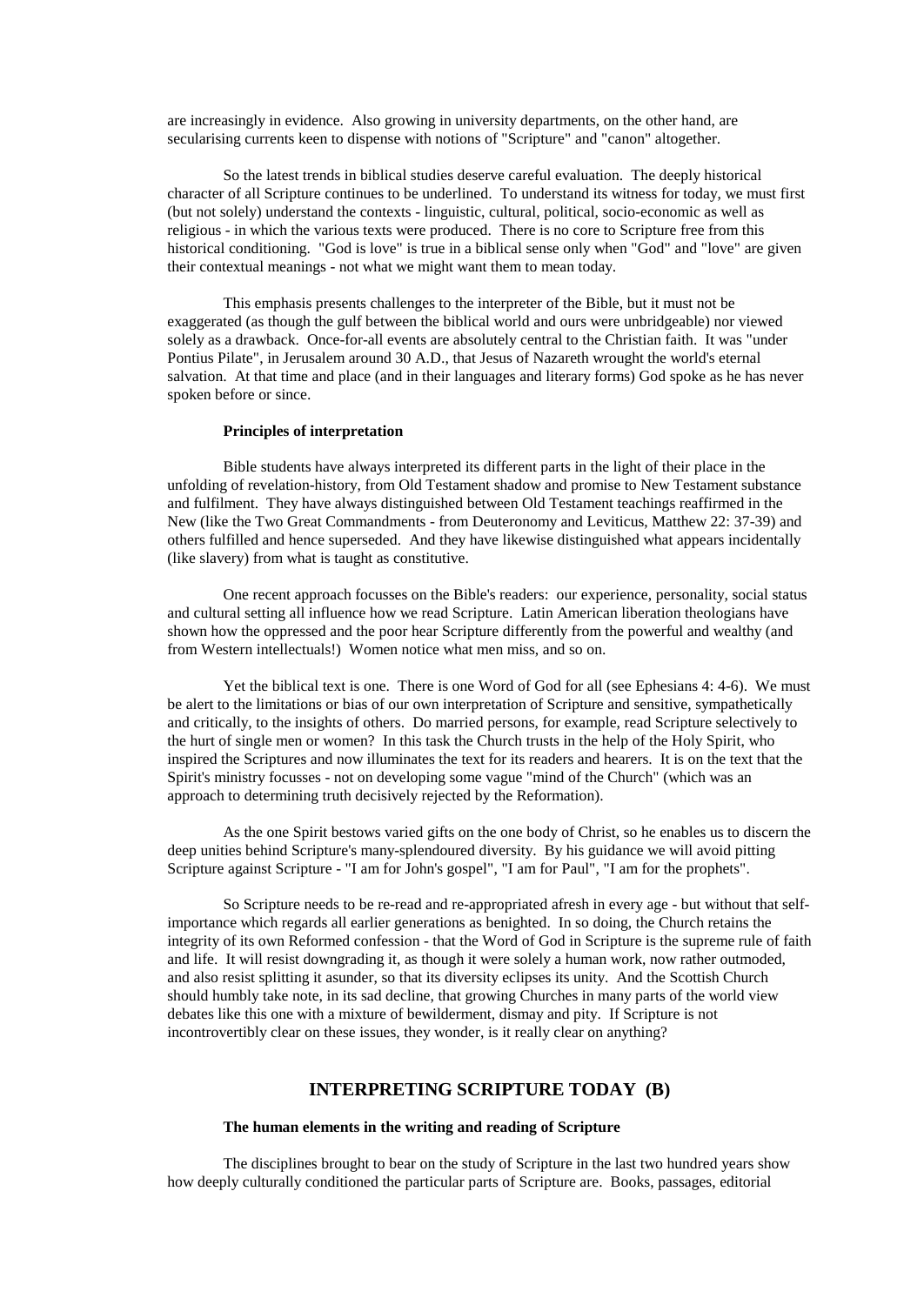are increasingly in evidence. Also growing in university departments, on the other hand, are secularising currents keen to dispense with notions of "Scripture" and "canon" altogether.

So the latest trends in biblical studies deserve careful evaluation. The deeply historical character of all Scripture continues to be underlined. To understand its witness for today, we must first (but not solely) understand the contexts - linguistic, cultural, political, socio-economic as well as religious - in which the various texts were produced. There is no core to Scripture free from this historical conditioning. "God is love" is true in a biblical sense only when "God" and "love" are given their contextual meanings - not what we might want them to mean today.

This emphasis presents challenges to the interpreter of the Bible, but it must not be exaggerated (as though the gulf between the biblical world and ours were unbridgeable) nor viewed solely as a drawback. Once-for-all events are absolutely central to the Christian faith. It was "under Pontius Pilate", in Jerusalem around 30 A.D., that Jesus of Nazareth wrought the world's eternal salvation. At that time and place (and in their languages and literary forms) God spoke as he has never spoken before or since.

**Principles of interpretation**

Bible students have always interpreted its different parts in the light of their place in the unfolding of revelation-history, from Old Testament shadow and promise to New Testament substance and fulfilment. They have always distinguished between Old Testament teachings reaffirmed in the New (like the Two Great Commandments - from Deuteronomy and Leviticus, Matthew 22: 37-39) and others fulfilled and hence superseded. And they have likewise distinguished what appears incidentally (like slavery) from what is taught as constitutive.

One recent approach focusses on the Bible's readers: our experience, personality, social status and cultural setting all influence how we read Scripture. Latin American liberation theologians have shown how the oppressed and the poor hear Scripture differently from the powerful and wealthy (and from Western intellectuals!) Women notice what men miss, and so on.

Yet the biblical text is one. There is one Word of God for all (see Ephesians 4: 4-6). We must be alert to the limitations or bias of our own interpretation of Scripture and sensitive, sympathetically and critically, to the insights of others. Do married persons, for example, read Scripture selectively to the hurt of single men or women? In this task the Church trusts in the help of the Holy Spirit, who inspired the Scriptures and now illuminates the text for its readers and hearers. It is on the text that the Spirit's ministry focusses - not on developing some vague "mind of the Church" (which was an approach to determining truth decisively rejected by the Reformation).

As the one Spirit bestows varied gifts on the one body of Christ, so he enables us to discern the deep unities behind Scripture's many-splendoured diversity. By his guidance we will avoid pitting Scripture against Scripture - "I am for John's gospel", "I am for Paul", "I am for the prophets".

So Scripture needs to be re-read and re-appropriated afresh in every age - but without that self-importance which regards all earlier generations as benighted. In so doing, the Church retains the integrity of its own Reformed confession - that the Word of God in Scripture is the supreme rule of faith and life. It will resist downgrading it, as though it were solely a human work, now rather outmoded, and also resist splitting it asunder, so that its diversity eclipses its unity. And the Scottish Church should humbly take note, in its sad decline, that growing Churches in many parts of the world view debates like this one with a mixture of bewilderment, dismay and pity. If Scripture is not incontrovertibly clear on these issues, they wonder, is it really clear on anything?

## INTERPRETING SCRIPTURE TODAY (B)

**The human elements in the writing and reading of Scripture**

The disciplines brought to bear on the study of Scripture in the last two hundred years show how deeply culturally conditioned the particular parts of Scripture are. Books, passages, editorial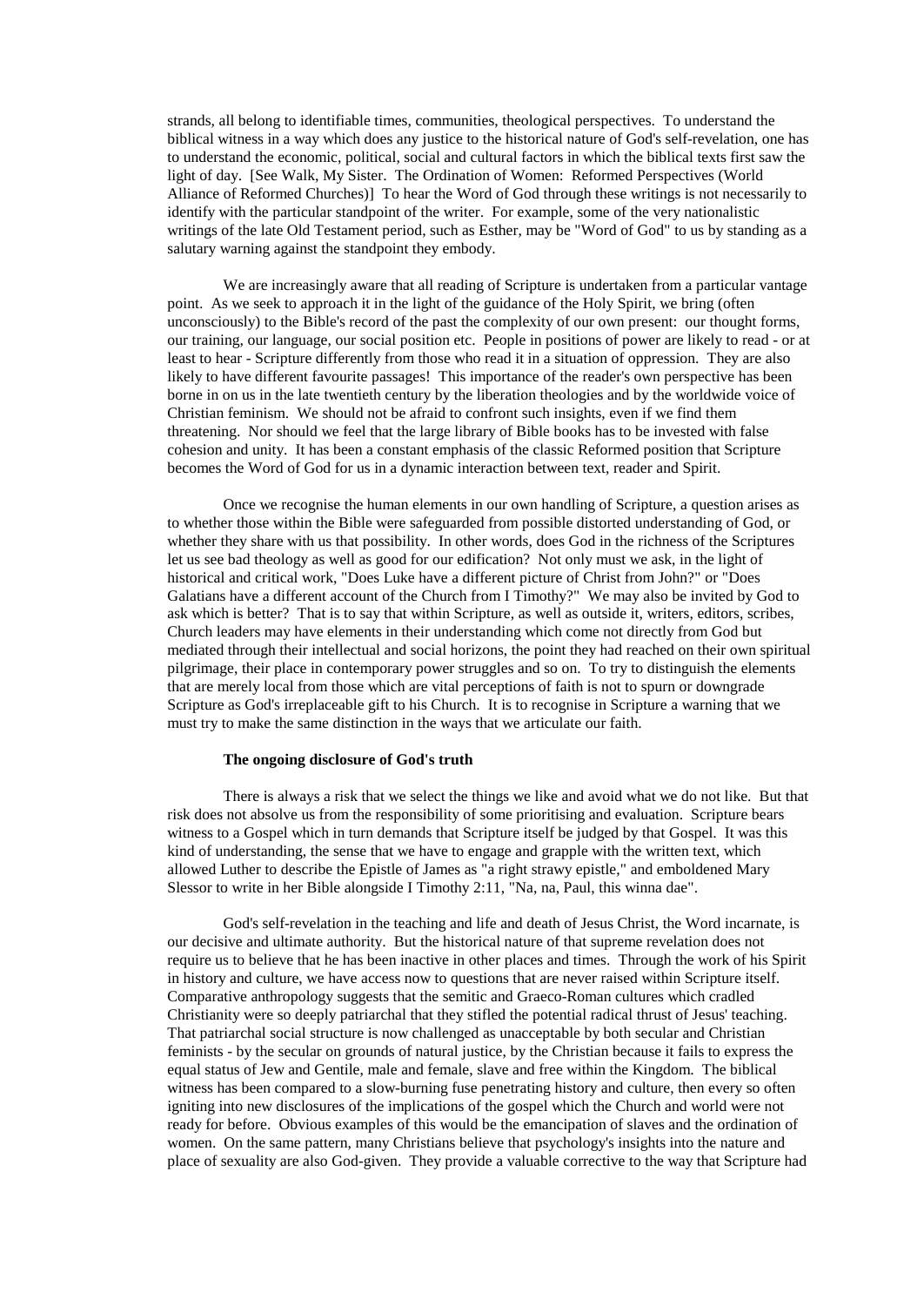strands, all belong to identifiable times, communities, theological perspectives. To understand the biblical witness in a way which does any justice to the historical nature of God's self-revelation, one has to understand the economic, political, social and cultural factors in which the biblical texts first saw the light of day. [See Walk, My Sister. The Ordination of Women: Reformed Perspectives (World Alliance of Reformed Churches)] To hear the Word of God through these writings is not necessarily to identify with the particular standpoint of the writer. For example, some of the very nationalistic writings of the late Old Testament period, such as Esther, may be "Word of God" to us by standing as a salutary warning against the standpoint they embody.

We are increasingly aware that all reading of Scripture is undertaken from a particular vantage point. As we seek to approach it in the light of the guidance of the Holy Spirit, we bring (often unconsciously) to the Bible's record of the past the complexity of our own present: our thought forms, our training, our language, our social position etc. People in positions of power are likely to read - or at least to hear - Scripture differently from those who read it in a situation of oppression. They are also likely to have different favourite passages! This importance of the reader's own perspective has been borne in on us in the late twentieth century by the liberation theologies and by the worldwide voice of Christian feminism. We should not be afraid to confront such insights, even if we find them threatening. Nor should we feel that the large library of Bible books has to be invested with false cohesion and unity. It has been a constant emphasis of the classic Reformed position that Scripture becomes the Word of God for us in a dynamic interaction between text, reader and Spirit.

Once we recognise the human elements in our own handling of Scripture, a question arises as to whether those within the Bible were safeguarded from possible distorted understanding of God, or whether they share with us that possibility. In other words, does God in the richness of the Scriptures let us see bad theology as well as good for our edification? Not only must we ask, in the light of historical and critical work, "Does Luke have a different picture of Christ from John?" or "Does Galatians have a different account of the Church from I Timothy?" We may also be invited by God to ask which is better? That is to say that within Scripture, as well as outside it, writers, editors, scribes, Church leaders may have elements in their understanding which come not directly from God but mediated through their intellectual and social horizons, the point they had reached on their own spiritual pilgrimage, their place in contemporary power struggles and so on. To try to distinguish the elements that are merely local from those which are vital perceptions of faith is not to spurn or downgrade Scripture as God's irreplaceable gift to his Church. It is to recognise in Scripture a warning that we must try to make the same distinction in the ways that we articulate our faith.

**The ongoing disclosure of God's truth**

There is always a risk that we select the things we like and avoid what we do not like. But that risk does not absolve us from the responsibility of some prioritising and evaluation. Scripture bears witness to a Gospel which in turn demands that Scripture itself be judged by that Gospel. It was this kind of understanding, the sense that we have to engage and grapple with the written text, which allowed Luther to describe the Epistle of James as "a right strawy epistle," and emboldened Mary Slessor to write in her Bible alongside I Timothy 2:11, "Na, na, Paul, this winna dae".

God's self-revelation in the teaching and life and death of Jesus Christ, the Word incarnate, is our decisive and ultimate authority. But the historical nature of that supreme revelation does not require us to believe that he has been inactive in other places and times. Through the work of his Spirit in history and culture, we have access now to questions that are never raised within Scripture itself. Comparative anthropology suggests that the semitic and Graeco-Roman cultures which cradled Christianity were so deeply patriarchal that they stifled the potential radical thrust of Jesus' teaching. That patriarchal social structure is now challenged as unacceptable by both secular and Christian feminists - by the secular on grounds of natural justice, by the Christian because it fails to express the equal status of Jew and Gentile, male and female, slave and free within the Kingdom. The biblical witness has been compared to a slow-burning fuse penetrating history and culture, then every so often igniting into new disclosures of the implications of the gospel which the Church and world were not ready for before. Obvious examples of this would be the emancipation of slaves and the ordination of women. On the same pattern, many Christians believe that psychology's insights into the nature and place of sexuality are also God-given. They provide a valuable corrective to the way that Scripture had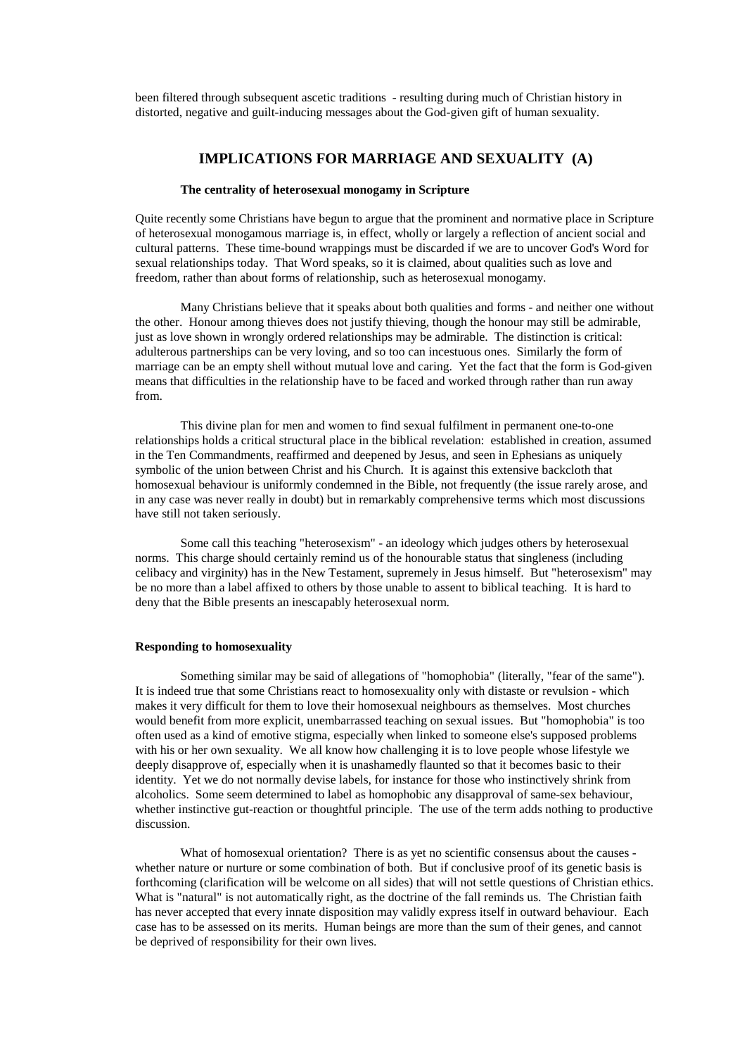been filtered through subsequent ascetic traditions - resulting during much of Christian history in distorted, negative and guilt-inducing messages about the God-given gift of human sexuality.

## IMPLICATIONS FOR MARRIAGE AND SEXUALITY (A)

### The centrality of heterosexual monogamy in Scripture

Quite recently some Christians have begun to argue that the prominent and normative place in Scripture of heterosexual monogamous marriage is, in effect, wholly or largely a reflection of ancient social and cultural patterns. These time-bound wrappings must be discarded if we are to uncover God's Word for sexual relationships today. That Word speaks, so it is claimed, about qualities such as love and freedom, rather than about forms of relationship, such as heterosexual monogamy.

Many Christians believe that it speaks about both qualities and forms - and neither one without the other. Honour among thieves does not justify thieving, though the honour may still be admirable, just as love shown in wrongly ordered relationships may be admirable. The distinction is critical: adulterous partnerships can be very loving, and so too can incestuous ones. Similarly the form of marriage can be an empty shell without mutual love and caring. Yet the fact that the form is God-given means that difficulties in the relationship have to be faced and worked through rather than run away from.

This divine plan for men and women to find sexual fulfilment in permanent one-to-one relationships holds a critical structural place in the biblical revelation: established in creation, assumed in the Ten Commandments, reaffirmed and deepened by Jesus, and seen in Ephesians as uniquely symbolic of the union between Christ and his Church. It is against this extensive backcloth that homosexual behaviour is uniformly condemned in the Bible, not frequently (the issue rarely arose, and in any case was never really in doubt) but in remarkably comprehensive terms which most discussions have still not taken seriously.

Some call this teaching "heterosexism" - an ideology which judges others by heterosexual norms. This charge should certainly remind us of the honourable status that singleness (including celibacy and virginity) has in the New Testament, supremely in Jesus himself. But "heterosexism" may be no more than a label affixed to others by those unable to assent to biblical teaching. It is hard to deny that the Bible presents an inescapably heterosexual norm.

### Responding to homosexuality

Something similar may be said of allegations of "homophobia" (literally, "fear of the same"). It is indeed true that some Christians react to homosexuality only with distaste or revulsion - which makes it very difficult for them to love their homosexual neighbours as themselves. Most churches would benefit from more explicit, unembarrassed teaching on sexual issues. But "homophobia" is too often used as a kind of emotive stigma, especially when linked to someone else's supposed problems with his or her own sexuality. We all know how challenging it is to love people whose lifestyle we deeply disapprove of, especially when it is unashamedly flaunted so that it becomes basic to their identity. Yet we do not normally devise labels, for instance for those who instinctively shrink from alcoholics. Some seem determined to label as homophobic any disapproval of same-sex behaviour, whether instinctive gut-reaction or thoughtful principle. The use of the term adds nothing to productive discussion.

What of homosexual orientation? There is as yet no scientific consensus about the causes - whether nature or nurture or some combination of both. But if conclusive proof of its genetic basis is forthcoming (clarification will be welcome on all sides) that will not settle questions of Christian ethics. What is "natural" is not automatically right, as the doctrine of the fall reminds us. The Christian faith has never accepted that every innate disposition may validly express itself in outward behaviour. Each case has to be assessed on its merits. Human beings are more than the sum of their genes, and cannot be deprived of responsibility for their own lives.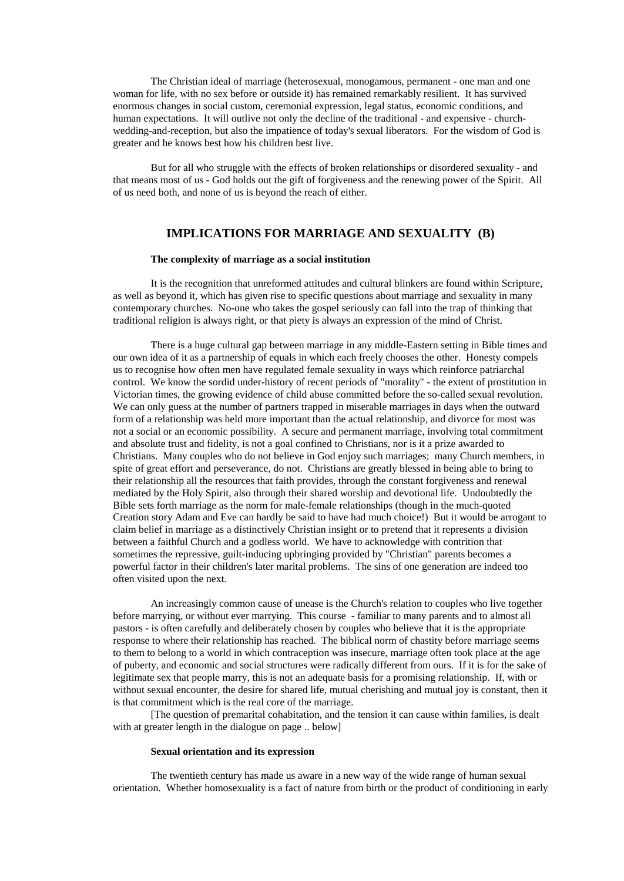The Christian ideal of marriage (heterosexual, monogamous, permanent - one man and one woman for life, with no sex before or outside it) has remained remarkably resilient. It has survived enormous changes in social custom, ceremonial expression, legal status, economic conditions, and human expectations. It will outlive not only the decline of the traditional - and expensive - church-wedding-and-reception, but also the impatience of today's sexual liberators. For the wisdom of God is greater and he knows best how his children best live.

But for all who struggle with the effects of broken relationships or disordered sexuality - and that means most of us - God holds out the gift of forgiveness and the renewing power of the Spirit. All of us need both, and none of us is beyond the reach of either.

## IMPLICATIONS FOR MARRIAGE AND SEXUALITY (B)

#### The complexity of marriage as a social institution

It is the recognition that unreformed attitudes and cultural blinkers are found within Scripture, as well as beyond it, which has given rise to specific questions about marriage and sexuality in many contemporary churches. No-one who takes the gospel seriously can fall into the trap of thinking that traditional religion is always right, or that piety is always an expression of the mind of Christ.

There is a huge cultural gap between marriage in any middle-Eastern setting in Bible times and our own idea of it as a partnership of equals in which each freely chooses the other. Honesty compels us to recognise how often men have regulated female sexuality in ways which reinforce patriarchal control. We know the sordid under-history of recent periods of "morality" - the extent of prostitution in Victorian times, the growing evidence of child abuse committed before the so-called sexual revolution. We can only guess at the number of partners trapped in miserable marriages in days when the outward form of a relationship was held more important than the actual relationship, and divorce for most was not a social or an economic possibility. A secure and permanent marriage, involving total commitment and absolute trust and fidelity, is not a goal confined to Christians, nor is it a prize awarded to Christians. Many couples who do not believe in God enjoy such marriages; many Church members, in spite of great effort and perseverance, do not. Christians are greatly blessed in being able to bring to their relationship all the resources that faith provides, through the constant forgiveness and renewal mediated by the Holy Spirit, also through their shared worship and devotional life. Undoubtedly the Bible sets forth marriage as the norm for male-female relationships (though in the much-quoted Creation story Adam and Eve can hardly be said to have had much choice!) But it would be arrogant to claim belief in marriage as a distinctively Christian insight or to pretend that it represents a division between a faithful Church and a godless world. We have to acknowledge with contrition that sometimes the repressive, guilt-inducing upbringing provided by "Christian" parents becomes a powerful factor in their children's later marital problems. The sins of one generation are indeed too often visited upon the next.

An increasingly common cause of unease is the Church's relation to couples who live together before marrying, or without ever marrying. This course - familiar to many parents and to almost all pastors - is often carefully and deliberately chosen by couples who believe that it is the appropriate response to where their relationship has reached. The biblical norm of chastity before marriage seems to them to belong to a world in which contraception was insecure, marriage often took place at the age of puberty, and economic and social structures were radically different from ours. If it is for the sake of legitimate sex that people marry, this is not an adequate basis for a promising relationship. If, with or without sexual encounter, the desire for shared life, mutual cherishing and mutual joy is constant, then it is that commitment which is the real core of the marriage.

[The question of premarital cohabitation, and the tension it can cause within families, is dealt with at greater length in the dialogue on page .. below]

#### Sexual orientation and its expression

The twentieth century has made us aware in a new way of the wide range of human sexual orientation. Whether homosexuality is a fact of nature from birth or the product of conditioning in early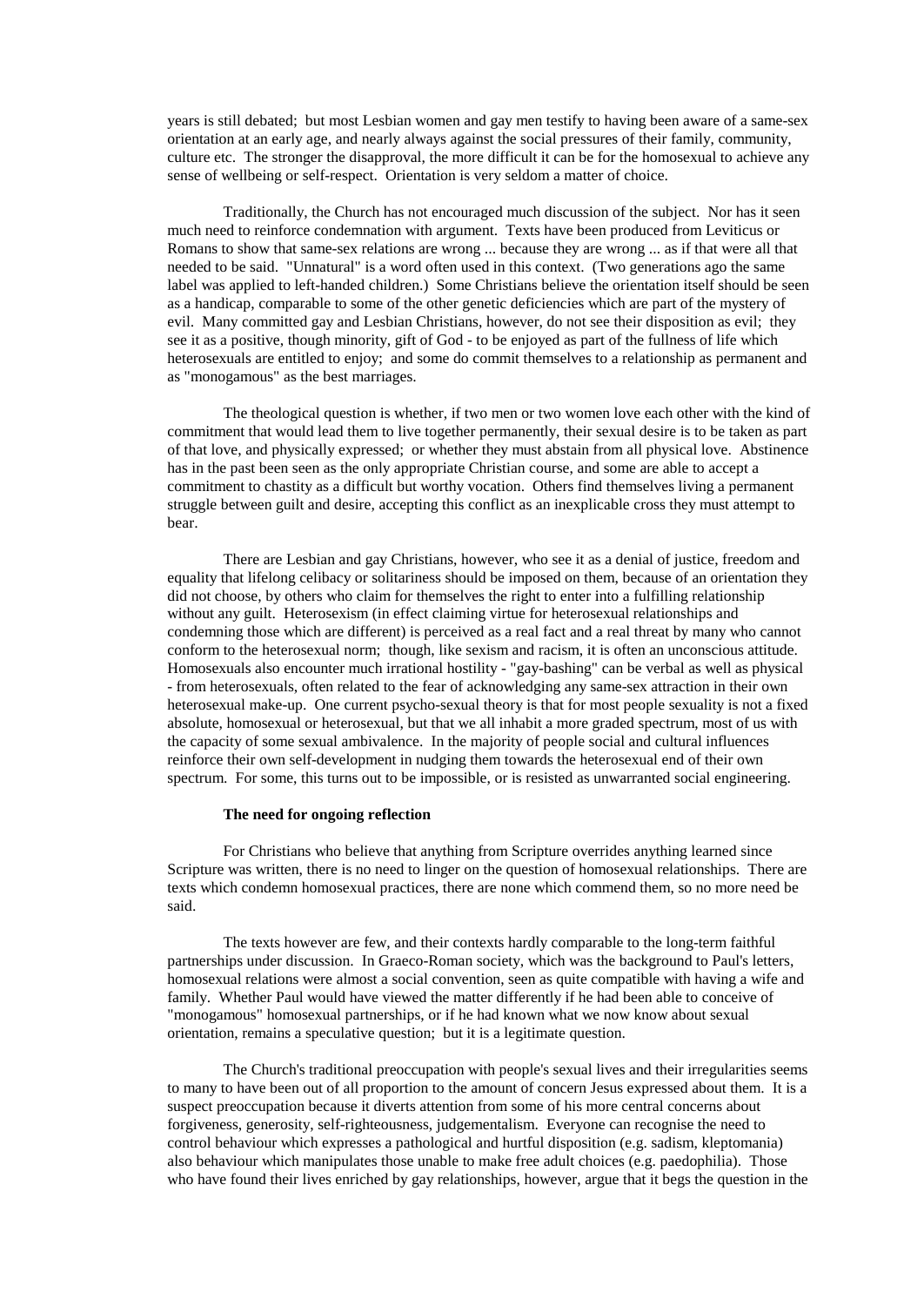years is still debated; but most Lesbian women and gay men testify to having been aware of a same-sex orientation at an early age, and nearly always against the social pressures of their family, community, culture etc. The stronger the disapproval, the more difficult it can be for the homosexual to achieve any sense of wellbeing or self-respect. Orientation is very seldom a matter of choice.

Traditionally, the Church has not encouraged much discussion of the subject. Nor has it seen much need to reinforce condemnation with argument. Texts have been produced from Leviticus or Romans to show that same-sex relations are wrong ... because they are wrong ... as if that were all that needed to be said. "Unnatural" is a word often used in this context. (Two generations ago the same label was applied to left-handed children.) Some Christians believe the orientation itself should be seen as a handicap, comparable to some of the other genetic deficiencies which are part of the mystery of evil. Many committed gay and Lesbian Christians, however, do not see their disposition as evil; they see it as a positive, though minority, gift of God - to be enjoyed as part of the fullness of life which heterosexuals are entitled to enjoy; and some do commit themselves to a relationship as permanent and as "monogamous" as the best marriages.

The theological question is whether, if two men or two women love each other with the kind of commitment that would lead them to live together permanently, their sexual desire is to be taken as part of that love, and physically expressed; or whether they must abstain from all physical love. Abstinence has in the past been seen as the only appropriate Christian course, and some are able to accept a commitment to chastity as a difficult but worthy vocation. Others find themselves living a permanent struggle between guilt and desire, accepting this conflict as an inexplicable cross they must attempt to bear.

There are Lesbian and gay Christians, however, who see it as a denial of justice, freedom and equality that lifelong celibacy or solitariness should be imposed on them, because of an orientation they did not choose, by others who claim for themselves the right to enter into a fulfilling relationship without any guilt. Heterosexism (in effect claiming virtue for heterosexual relationships and condemning those which are different) is perceived as a real fact and a real threat by many who cannot conform to the heterosexual norm; though, like sexism and racism, it is often an unconscious attitude. Homosexuals also encounter much irrational hostility - "gay-bashing" can be verbal as well as physical - from heterosexuals, often related to the fear of acknowledging any same-sex attraction in their own heterosexual make-up. One current psycho-sexual theory is that for most people sexuality is not a fixed absolute, homosexual or heterosexual, but that we all inhabit a more graded spectrum, most of us with the capacity of some sexual ambivalence. In the majority of people social and cultural influences reinforce their own self-development in nudging them towards the heterosexual end of their own spectrum. For some, this turns out to be impossible, or is resisted as unwarranted social engineering.

**The need for ongoing reflection**

For Christians who believe that anything from Scripture overrides anything learned since Scripture was written, there is no need to linger on the question of homosexual relationships. There are texts which condemn homosexual practices, there are none which commend them, so no more need be said.

The texts however are few, and their contexts hardly comparable to the long-term faithful partnerships under discussion. In Graeco-Roman society, which was the background to Paul's letters, homosexual relations were almost a social convention, seen as quite compatible with having a wife and family. Whether Paul would have viewed the matter differently if he had been able to conceive of "monogamous" homosexual partnerships, or if he had known what we now know about sexual orientation, remains a speculative question; but it is a legitimate question.

The Church's traditional preoccupation with people's sexual lives and their irregularities seems to many to have been out of all proportion to the amount of concern Jesus expressed about them. It is a suspect preoccupation because it diverts attention from some of his more central concerns about forgiveness, generosity, self-righteousness, judgementalism. Everyone can recognise the need to control behaviour which expresses a pathological and hurtful disposition (e.g. sadism, kleptomania) also behaviour which manipulates those unable to make free adult choices (e.g. paedophilia). Those who have found their lives enriched by gay relationships, however, argue that it begs the question in the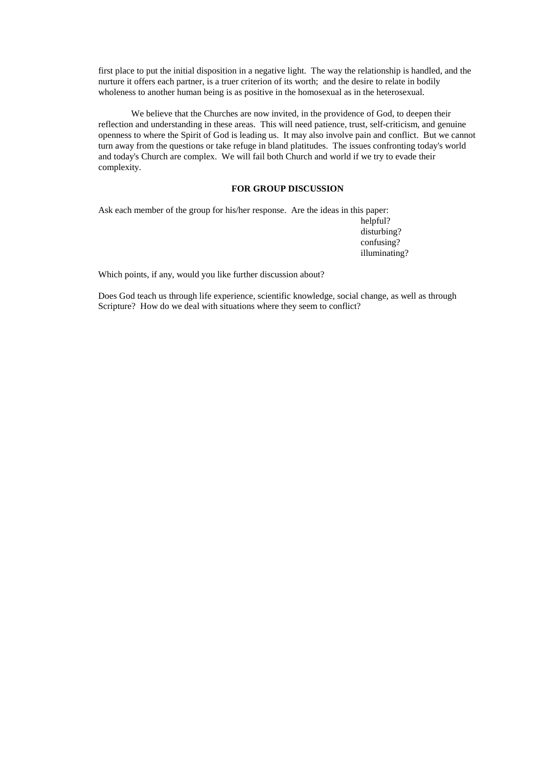first place to put the initial disposition in a negative light. The way the relationship is handled, and the nurture it offers each partner, is a truer criterion of its worth; and the desire to relate in bodily wholeness to another human being is as positive in the homosexual as in the heterosexual.

We believe that the Churches are now invited, in the providence of God, to deepen their reflection and understanding in these areas. This will need patience, trust, self-criticism, and genuine openness to where the Spirit of God is leading us. It may also involve pain and conflict. But we cannot turn away from the questions or take refuge in bland platitudes. The issues confronting today's world and today's Church are complex. We will fail both Church and world if we try to evade their complexity.

**FOR GROUP DISCUSSION**

Ask each member of the group for his/her response. Are the ideas in this paper:

- helpful?
- disturbing?
- confusing?
- illuminating?

Which points, if any, would you like further discussion about?

Does God teach us through life experience, scientific knowledge, social change, as well as through Scripture? How do we deal with situations where they seem to conflict?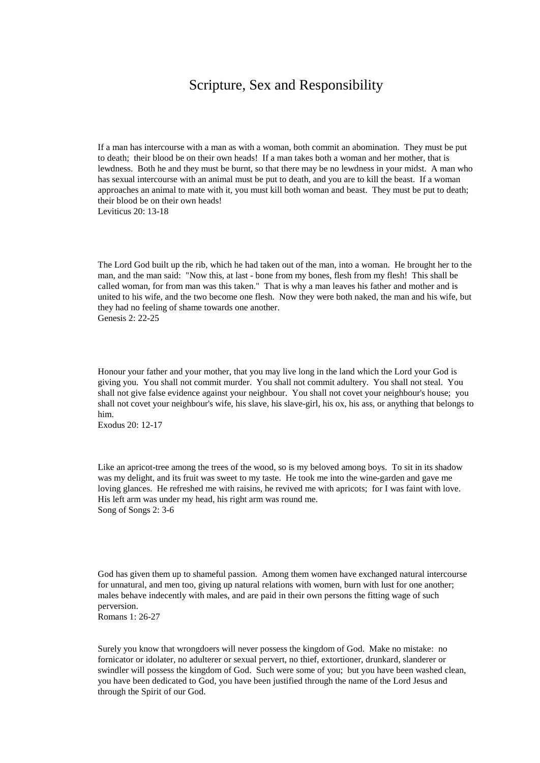# Scripture, Sex and Responsibility

If a man has intercourse with a man as with a woman, both commit an abomination. They must be put to death; their blood be on their own heads! If a man takes both a woman and her mother, that is lewdness. Both he and they must be burnt, so that there may be no lewdness in your midst. A man who has sexual intercourse with an animal must be put to death, and you are to kill the beast. If a woman approaches an animal to mate with it, you must kill both woman and beast. They must be put to death; their blood be on their own heads!
Leviticus 20: 13-18

The Lord God built up the rib, which he had taken out of the man, into a woman. He brought her to the man, and the man said: "Now this, at last - bone from my bones, flesh from my flesh! This shall be called woman, for from man was this taken." That is why a man leaves his father and mother and is united to his wife, and the two become one flesh. Now they were both naked, the man and his wife, but they had no feeling of shame towards one another.
Genesis 2: 22-25

Honour your father and your mother, that you may live long in the land which the Lord your God is giving you. You shall not commit murder. You shall not commit adultery. You shall not steal. You shall not give false evidence against your neighbour. You shall not covet your neighbour's house; you shall not covet your neighbour's wife, his slave, his slave-girl, his ox, his ass, or anything that belongs to him.
Exodus 20: 12-17

Like an apricot-tree among the trees of the wood, so is my beloved among boys. To sit in its shadow was my delight, and its fruit was sweet to my taste. He took me into the wine-garden and gave me loving glances. He refreshed me with raisins, he revived me with apricots; for I was faint with love. His left arm was under my head, his right arm was round me.
Song of Songs 2: 3-6

God has given them up to shameful passion. Among them women have exchanged natural intercourse for unnatural, and men too, giving up natural relations with women, burn with lust for one another; males behave indecently with males, and are paid in their own persons the fitting wage of such perversion.
Romans 1: 26-27

Surely you know that wrongdoers will never possess the kingdom of God. Make no mistake: no fornicator or idolater, no adulterer or sexual pervert, no thief, extortioner, drunkard, slanderer or swindler will possess the kingdom of God. Such were some of you; but you have been washed clean, you have been dedicated to God, you have been justified through the name of the Lord Jesus and through the Spirit of our God.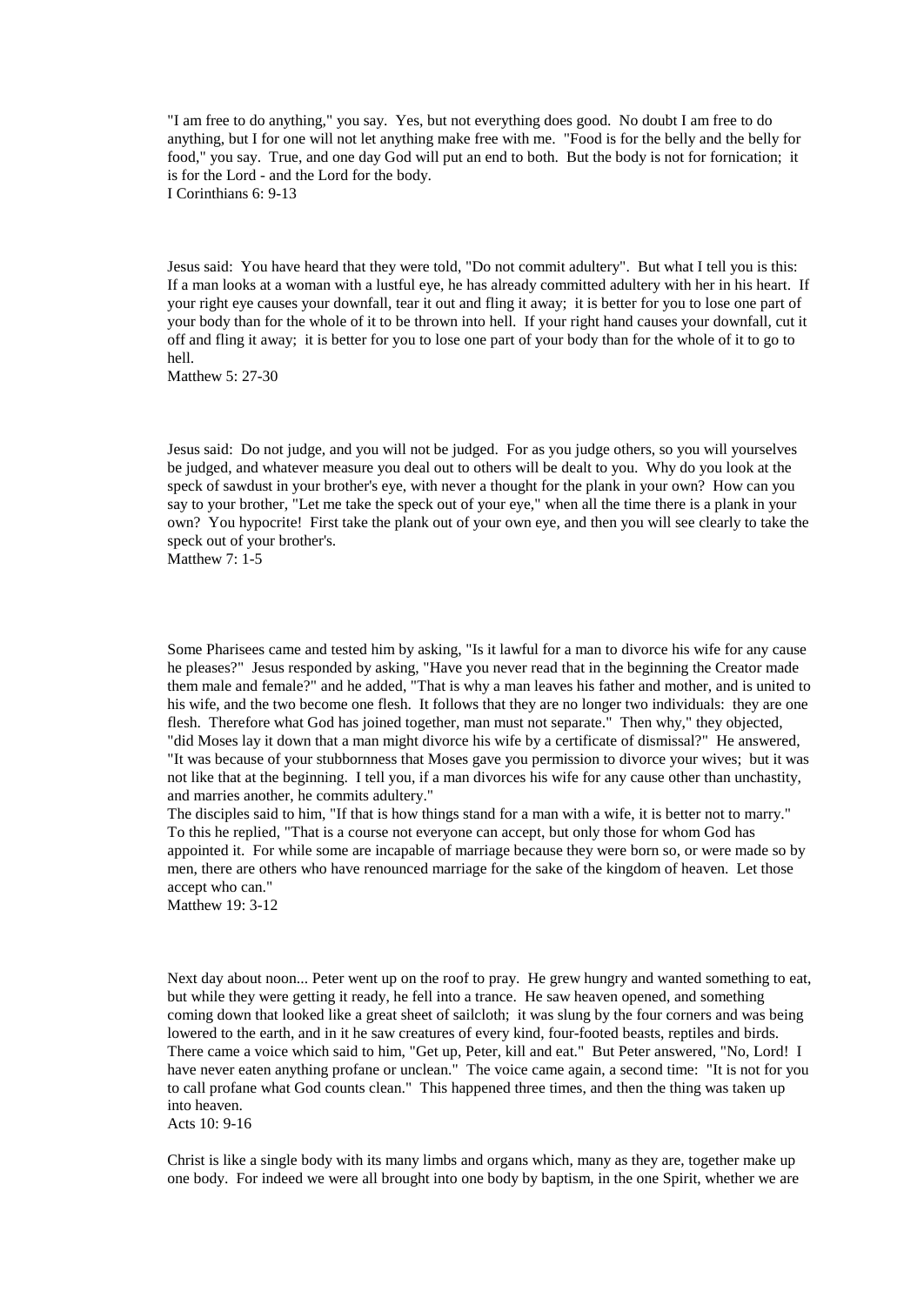"I am free to do anything," you say. Yes, but not everything does good. No doubt I am free to do anything, but I for one will not let anything make free with me. "Food is for the belly and the belly for food," you say. True, and one day God will put an end to both. But the body is not for fornication; it is for the Lord - and the Lord for the body.
I Corinthians 6: 9-13

Jesus said: You have heard that they were told, "Do not commit adultery". But what I tell you is this: If a man looks at a woman with a lustful eye, he has already committed adultery with her in his heart. If your right eye causes your downfall, tear it out and fling it away; it is better for you to lose one part of your body than for the whole of it to be thrown into hell. If your right hand causes your downfall, cut it off and fling it away; it is better for you to lose one part of your body than for the whole of it to go to hell.
Matthew 5: 27-30

Jesus said: Do not judge, and you will not be judged. For as you judge others, so you will yourselves be judged, and whatever measure you deal out to others will be dealt to you. Why do you look at the speck of sawdust in your brother's eye, with never a thought for the plank in your own? How can you say to your brother, "Let me take the speck out of your eye," when all the time there is a plank in your own? You hypocrite! First take the plank out of your own eye, and then you will see clearly to take the speck out of your brother's.
Matthew 7: 1-5

Some Pharisees came and tested him by asking, "Is it lawful for a man to divorce his wife for any cause he pleases?" Jesus responded by asking, "Have you never read that in the beginning the Creator made them male and female?" and he added, "That is why a man leaves his father and mother, and is united to his wife, and the two become one flesh. It follows that they are no longer two individuals: they are one flesh. Therefore what God has joined together, man must not separate." Then why," they objected, "did Moses lay it down that a man might divorce his wife by a certificate of dismissal?" He answered, "It was because of your stubbornness that Moses gave you permission to divorce your wives; but it was not like that at the beginning. I tell you, if a man divorces his wife for any cause other than unchastity, and marries another, he commits adultery."
The disciples said to him, "If that is how things stand for a man with a wife, it is better not to marry." To this he replied, "That is a course not everyone can accept, but only those for whom God has appointed it. For while some are incapable of marriage because they were born so, or were made so by men, there are others who have renounced marriage for the sake of the kingdom of heaven. Let those accept who can."
Matthew 19: 3-12

Next day about noon... Peter went up on the roof to pray. He grew hungry and wanted something to eat, but while they were getting it ready, he fell into a trance. He saw heaven opened, and something coming down that looked like a great sheet of sailcloth; it was slung by the four corners and was being lowered to the earth, and in it he saw creatures of every kind, four-footed beasts, reptiles and birds. There came a voice which said to him, "Get up, Peter, kill and eat." But Peter answered, "No, Lord! I have never eaten anything profane or unclean." The voice came again, a second time: "It is not for you to call profane what God counts clean." This happened three times, and then the thing was taken up into heaven.
Acts 10: 9-16

Christ is like a single body with its many limbs and organs which, many as they are, together make up one body. For indeed we were all brought into one body by baptism, in the one Spirit, whether we are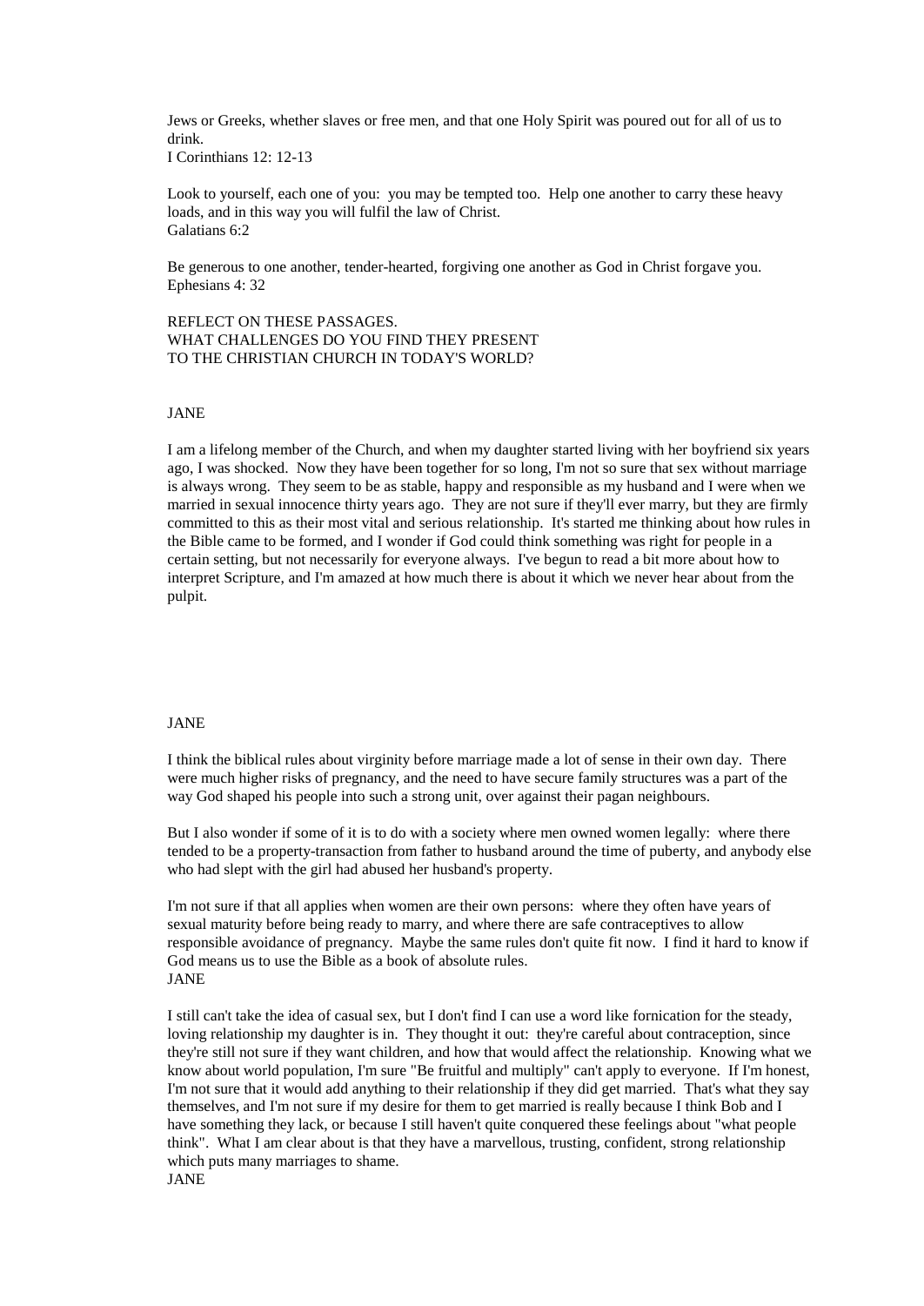Jews or Greeks, whether slaves or free men, and that one Holy Spirit was poured out for all of us to drink.
I Corinthians 12: 12-13

Look to yourself, each one of you: you may be tempted too. Help one another to carry these heavy loads, and in this way you will fulfil the law of Christ.
Galatians 6:2

Be generous to one another, tender-hearted, forgiving one another as God in Christ forgave you.
Ephesians 4: 32

REFLECT ON THESE PASSAGES.
WHAT CHALLENGES DO YOU FIND THEY PRESENT
TO THE CHRISTIAN CHURCH IN TODAY'S WORLD?

JANE

I am a lifelong member of the Church, and when my daughter started living with her boyfriend six years ago, I was shocked. Now they have been together for so long, I'm not so sure that sex without marriage is always wrong. They seem to be as stable, happy and responsible as my husband and I were when we married in sexual innocence thirty years ago. They are not sure if they'll ever marry, but they are firmly committed to this as their most vital and serious relationship. It's started me thinking about how rules in the Bible came to be formed, and I wonder if God could think something was right for people in a certain setting, but not necessarily for everyone always. I've begun to read a bit more about how to interpret Scripture, and I'm amazed at how much there is about it which we never hear about from the pulpit.

JANE

I think the biblical rules about virginity before marriage made a lot of sense in their own day. There were much higher risks of pregnancy, and the need to have secure family structures was a part of the way God shaped his people into such a strong unit, over against their pagan neighbours.

But I also wonder if some of it is to do with a society where men owned women legally: where there tended to be a property-transaction from father to husband around the time of puberty, and anybody else who had slept with the girl had abused her husband's property.

I'm not sure if that all applies when women are their own persons: where they often have years of sexual maturity before being ready to marry, and where there are safe contraceptives to allow responsible avoidance of pregnancy. Maybe the same rules don't quite fit now. I find it hard to know if God means us to use the Bible as a book of absolute rules.
JANE

I still can't take the idea of casual sex, but I don't find I can use a word like fornication for the steady, loving relationship my daughter is in. They thought it out: they're careful about contraception, since they're still not sure if they want children, and how that would affect the relationship. Knowing what we know about world population, I'm sure "Be fruitful and multiply" can't apply to everyone. If I'm honest, I'm not sure that it would add anything to their relationship if they did get married. That's what they say themselves, and I'm not sure if my desire for them to get married is really because I think Bob and I have something they lack, or because I still haven't quite conquered these feelings about "what people think". What I am clear about is that they have a marvellous, trusting, confident, strong relationship which puts many marriages to shame.
JANE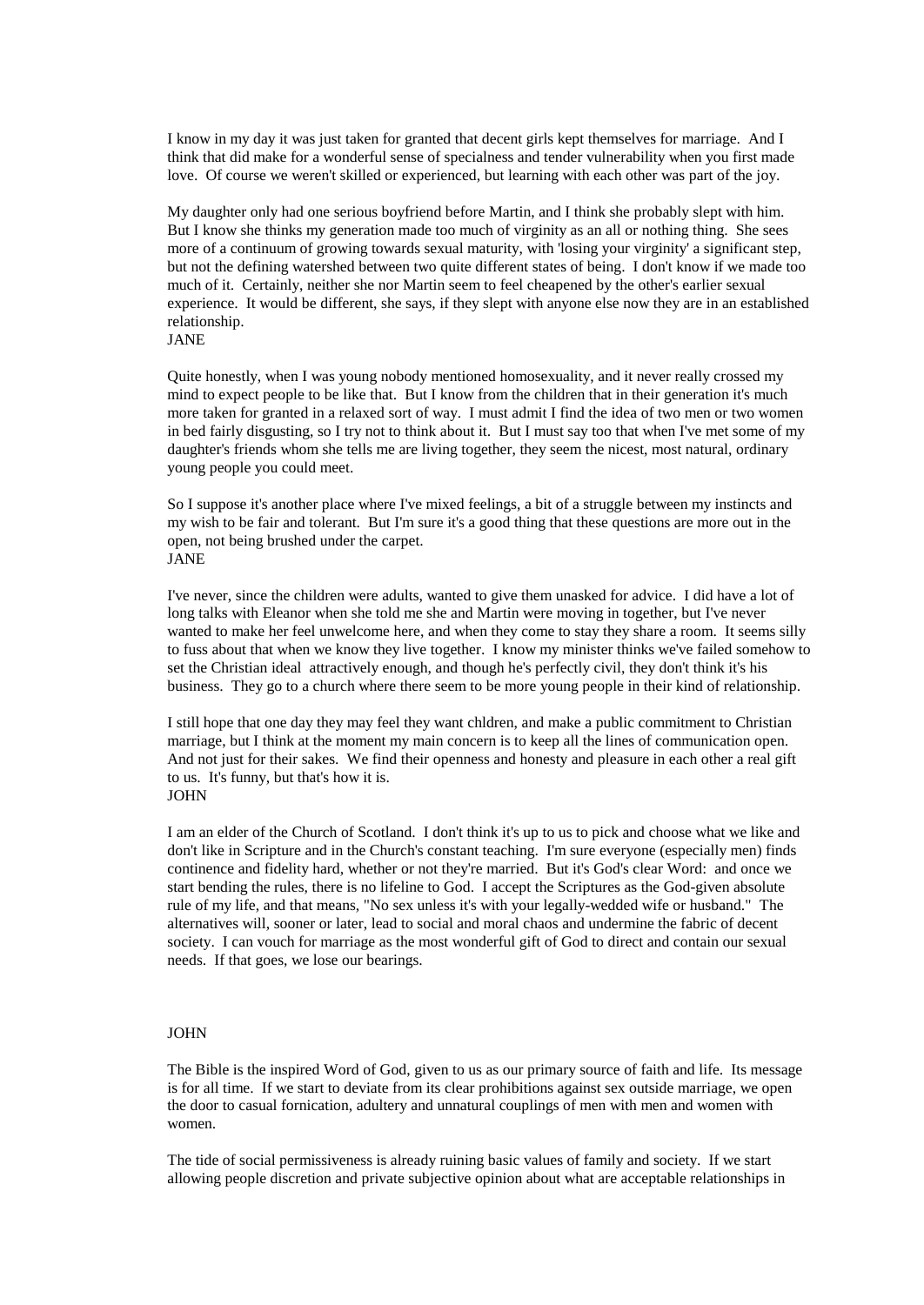I know in my day it was just taken for granted that decent girls kept themselves for marriage. And I think that did make for a wonderful sense of specialness and tender vulnerability when you first made love. Of course we weren't skilled or experienced, but learning with each other was part of the joy.

My daughter only had one serious boyfriend before Martin, and I think she probably slept with him. But I know she thinks my generation made too much of virginity as an all or nothing thing. She sees more of a continuum of growing towards sexual maturity, with 'losing your virginity' a significant step, but not the defining watershed between two quite different states of being. I don't know if we made too much of it. Certainly, neither she nor Martin seem to feel cheapened by the other's earlier sexual experience. It would be different, she says, if they slept with anyone else now they are in an established relationship.
JANE

Quite honestly, when I was young nobody mentioned homosexuality, and it never really crossed my mind to expect people to be like that. But I know from the children that in their generation it's much more taken for granted in a relaxed sort of way. I must admit I find the idea of two men or two women in bed fairly disgusting, so I try not to think about it. But I must say too that when I've met some of my daughter's friends whom she tells me are living together, they seem the nicest, most natural, ordinary young people you could meet.

So I suppose it's another place where I've mixed feelings, a bit of a struggle between my instincts and my wish to be fair and tolerant. But I'm sure it's a good thing that these questions are more out in the open, not being brushed under the carpet.
JANE

I've never, since the children were adults, wanted to give them unasked for advice. I did have a lot of long talks with Eleanor when she told me she and Martin were moving in together, but I've never wanted to make her feel unwelcome here, and when they come to stay they share a room. It seems silly to fuss about that when we know they live together. I know my minister thinks we've failed somehow to set the Christian ideal attractively enough, and though he's perfectly civil, they don't think it's his business. They go to a church where there seem to be more young people in their kind of relationship.

I still hope that one day they may feel they want chldren, and make a public commitment to Christian marriage, but I think at the moment my main concern is to keep all the lines of communication open. And not just for their sakes. We find their openness and honesty and pleasure in each other a real gift to us. It's funny, but that's how it is.
JOHN

I am an elder of the Church of Scotland. I don't think it's up to us to pick and choose what we like and don't like in Scripture and in the Church's constant teaching. I'm sure everyone (especially men) finds continence and fidelity hard, whether or not they're married. But it's God's clear Word: and once we start bending the rules, there is no lifeline to God. I accept the Scriptures as the God-given absolute rule of my life, and that means, "No sex unless it's with your legally-wedded wife or husband." The alternatives will, sooner or later, lead to social and moral chaos and undermine the fabric of decent society. I can vouch for marriage as the most wonderful gift of God to direct and contain our sexual needs. If that goes, we lose our bearings.

JOHN

The Bible is the inspired Word of God, given to us as our primary source of faith and life. Its message is for all time. If we start to deviate from its clear prohibitions against sex outside marriage, we open the door to casual fornication, adultery and unnatural couplings of men with men and women with women.

The tide of social permissiveness is already ruining basic values of family and society. If we start allowing people discretion and private subjective opinion about what are acceptable relationships in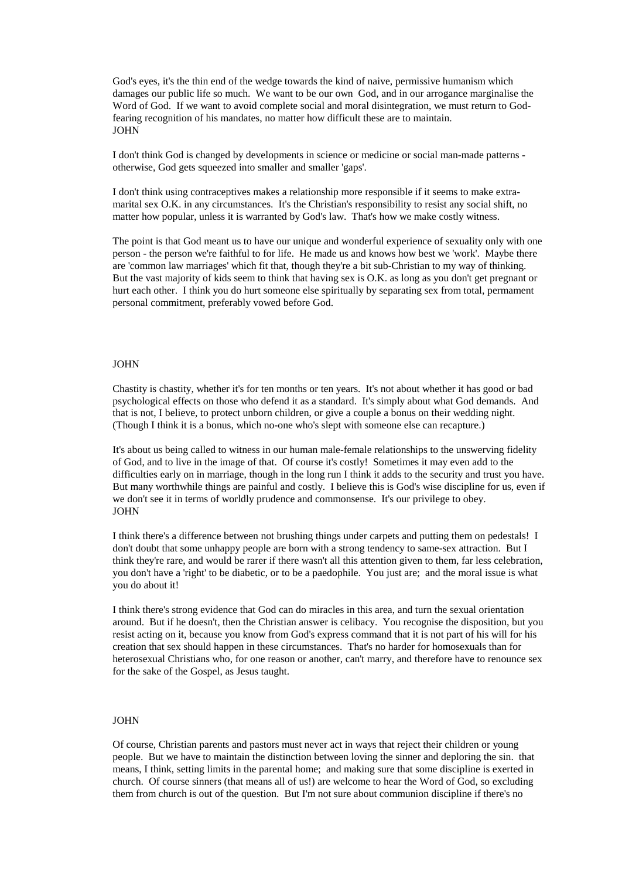God's eyes, it's the thin end of the wedge towards the kind of naive, permissive humanism which damages our public life so much. We want to be our own God, and in our arrogance marginalise the Word of God. If we want to avoid complete social and moral disintegration, we must return to God-fearing recognition of his mandates, no matter how difficult these are to maintain.

JOHN

I don't think God is changed by developments in science or medicine or social man-made patterns - otherwise, God gets squeezed into smaller and smaller 'gaps'.

I don't think using contraceptives makes a relationship more responsible if it seems to make extra-marital sex O.K. in any circumstances. It's the Christian's responsibility to resist any social shift, no matter how popular, unless it is warranted by God's law. That's how we make costly witness.

The point is that God meant us to have our unique and wonderful experience of sexuality only with one person - the person we're faithful to for life. He made us and knows how best we 'work'. Maybe there are 'common law marriages' which fit that, though they're a bit sub-Christian to my way of thinking. But the vast majority of kids seem to think that having sex is O.K. as long as you don't get pregnant or hurt each other. I think you do hurt someone else spiritually by separating sex from total, permament personal commitment, preferably vowed before God.

JOHN

Chastity is chastity, whether it's for ten months or ten years. It's not about whether it has good or bad psychological effects on those who defend it as a standard. It's simply about what God demands. And that is not, I believe, to protect unborn children, or give a couple a bonus on their wedding night. (Though I think it is a bonus, which no-one who's slept with someone else can recapture.)

It's about us being called to witness in our human male-female relationships to the unswerving fidelity of God, and to live in the image of that. Of course it's costly! Sometimes it may even add to the difficulties early on in marriage, though in the long run I think it adds to the security and trust you have. But many worthwhile things are painful and costly. I believe this is God's wise discipline for us, even if we don't see it in terms of worldly prudence and commonsense. It's our privilege to obey.

JOHN

I think there's a difference between not brushing things under carpets and putting them on pedestals! I don't doubt that some unhappy people are born with a strong tendency to same-sex attraction. But I think they're rare, and would be rarer if there wasn't all this attention given to them, far less celebration, you don't have a 'right' to be diabetic, or to be a paedophile. You just are; and the moral issue is what you do about it!

I think there's strong evidence that God can do miracles in this area, and turn the sexual orientation around. But if he doesn't, then the Christian answer is celibacy. You recognise the disposition, but you resist acting on it, because you know from God's express command that it is not part of his will for his creation that sex should happen in these circumstances. That's no harder for homosexuals than for heterosexual Christians who, for one reason or another, can't marry, and therefore have to renounce sex for the sake of the Gospel, as Jesus taught.

JOHN

Of course, Christian parents and pastors must never act in ways that reject their children or young people. But we have to maintain the distinction between loving the sinner and deploring the sin. that means, I think, setting limits in the parental home; and making sure that some discipline is exerted in church. Of course sinners (that means all of us!) are welcome to hear the Word of God, so excluding them from church is out of the question. But I'm not sure about communion discipline if there's no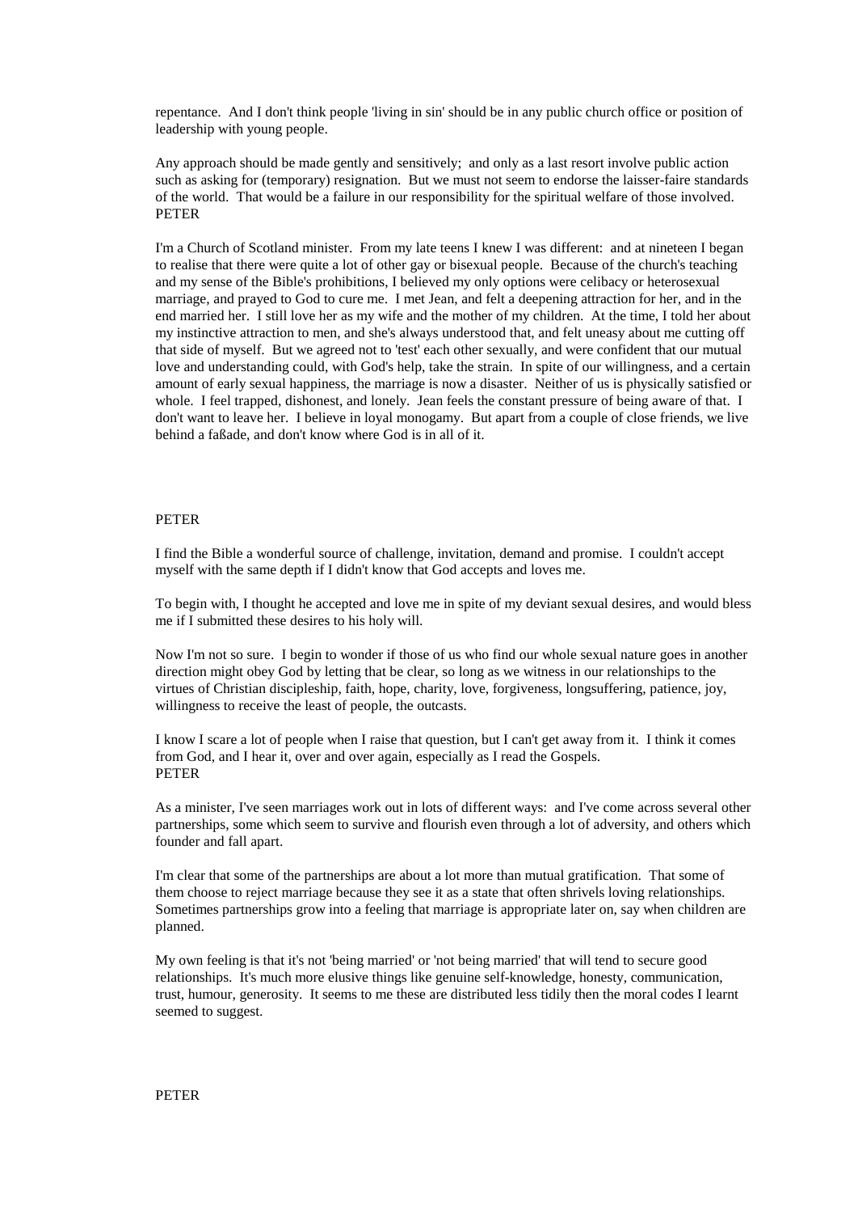repentance. And I don't think people 'living in sin' should be in any public church office or position of leadership with young people.

Any approach should be made gently and sensitively; and only as a last resort involve public action such as asking for (temporary) resignation. But we must not seem to endorse the laisser-faire standards of the world. That would be a failure in our responsibility for the spiritual welfare of those involved.
PETER

I'm a Church of Scotland minister. From my late teens I knew I was different: and at nineteen I began to realise that there were quite a lot of other gay or bisexual people. Because of the church's teaching and my sense of the Bible's prohibitions, I believed my only options were celibacy or heterosexual marriage, and prayed to God to cure me. I met Jean, and felt a deepening attraction for her, and in the end married her. I still love her as my wife and the mother of my children. At the time, I told her about my instinctive attraction to men, and she's always understood that, and felt uneasy about me cutting off that side of myself. But we agreed not to 'test' each other sexually, and were confident that our mutual love and understanding could, with God's help, take the strain. In spite of our willingness, and a certain amount of early sexual happiness, the marriage is now a disaster. Neither of us is physically satisfied or whole. I feel trapped, dishonest, and lonely. Jean feels the constant pressure of being aware of that. I don't want to leave her. I believe in loyal monogamy. But apart from a couple of close friends, we live behind a faßade, and don't know where God is in all of it.

PETER

I find the Bible a wonderful source of challenge, invitation, demand and promise. I couldn't accept myself with the same depth if I didn't know that God accepts and loves me.

To begin with, I thought he accepted and love me in spite of my deviant sexual desires, and would bless me if I submitted these desires to his holy will.

Now I'm not so sure. I begin to wonder if those of us who find our whole sexual nature goes in another direction might obey God by letting that be clear, so long as we witness in our relationships to the virtues of Christian discipleship, faith, hope, charity, love, forgiveness, longsuffering, patience, joy, willingness to receive the least of people, the outcasts.

I know I scare a lot of people when I raise that question, but I can't get away from it. I think it comes from God, and I hear it, over and over again, especially as I read the Gospels.
PETER

As a minister, I've seen marriages work out in lots of different ways: and I've come across several other partnerships, some which seem to survive and flourish even through a lot of adversity, and others which founder and fall apart.

I'm clear that some of the partnerships are about a lot more than mutual gratification. That some of them choose to reject marriage because they see it as a state that often shrivels loving relationships. Sometimes partnerships grow into a feeling that marriage is appropriate later on, say when children are planned.

My own feeling is that it's not 'being married' or 'not being married' that will tend to secure good relationships. It's much more elusive things like genuine self-knowledge, honesty, communication, trust, humour, generosity. It seems to me these are distributed less tidily then the moral codes I learnt seemed to suggest.

PETER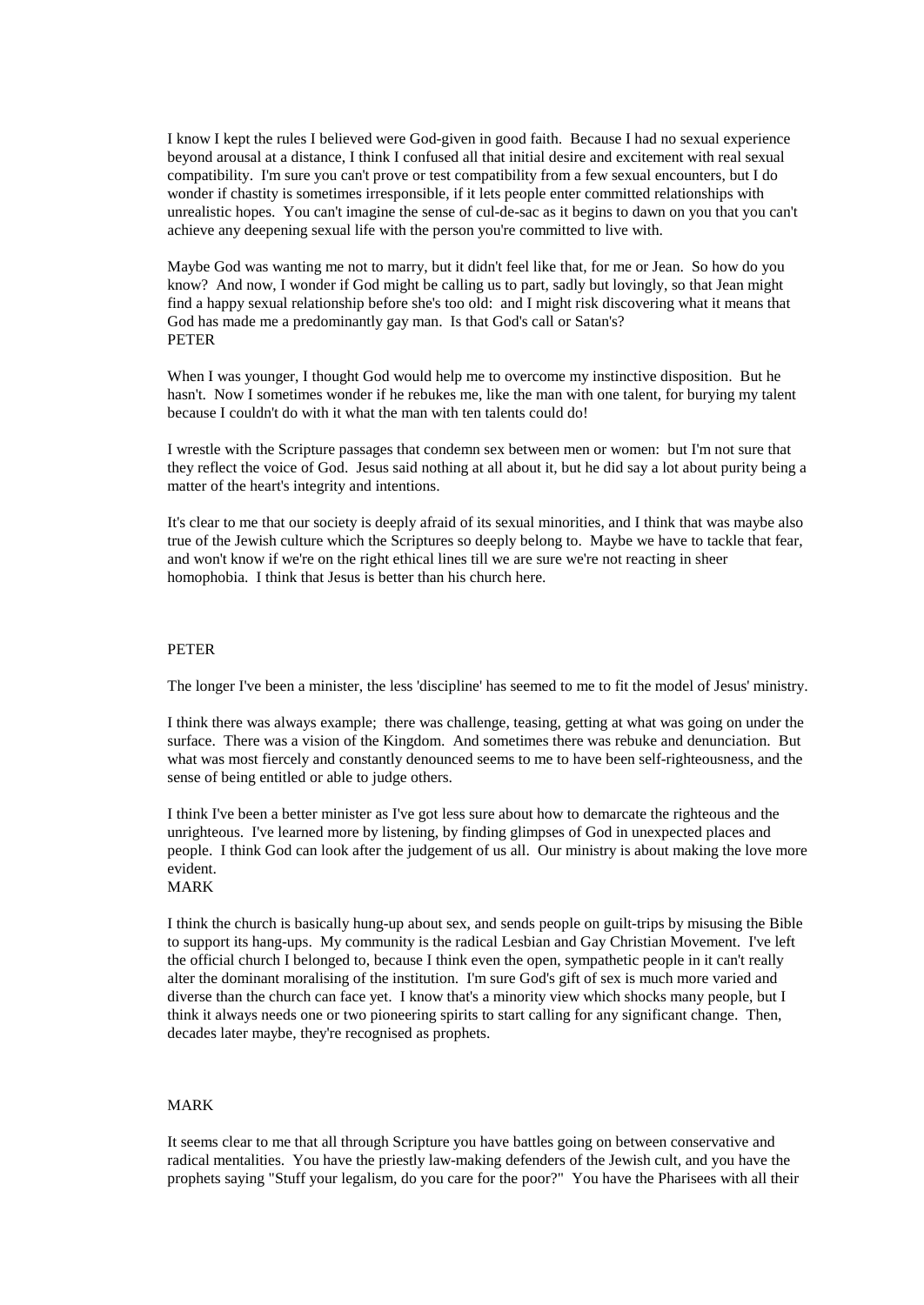I know I kept the rules I believed were God-given in good faith. Because I had no sexual experience beyond arousal at a distance, I think I confused all that initial desire and excitement with real sexual compatibility. I'm sure you can't prove or test compatibility from a few sexual encounters, but I do wonder if chastity is sometimes irresponsible, if it lets people enter committed relationships with unrealistic hopes. You can't imagine the sense of cul-de-sac as it begins to dawn on you that you can't achieve any deepening sexual life with the person you're committed to live with.

Maybe God was wanting me not to marry, but it didn't feel like that, for me or Jean. So how do you know? And now, I wonder if God might be calling us to part, sadly but lovingly, so that Jean might find a happy sexual relationship before she's too old: and I might risk discovering what it means that God has made me a predominantly gay man. Is that God's call or Satan's?

PETER

When I was younger, I thought God would help me to overcome my instinctive disposition. But he hasn't. Now I sometimes wonder if he rebukes me, like the man with one talent, for burying my talent because I couldn't do with it what the man with ten talents could do!

I wrestle with the Scripture passages that condemn sex between men or women: but I'm not sure that they reflect the voice of God. Jesus said nothing at all about it, but he did say a lot about purity being a matter of the heart's integrity and intentions.

It's clear to me that our society is deeply afraid of its sexual minorities, and I think that was maybe also true of the Jewish culture which the Scriptures so deeply belong to. Maybe we have to tackle that fear, and won't know if we're on the right ethical lines till we are sure we're not reacting in sheer homophobia. I think that Jesus is better than his church here.

PETER

The longer I've been a minister, the less 'discipline' has seemed to me to fit the model of Jesus' ministry.

I think there was always example; there was challenge, teasing, getting at what was going on under the surface. There was a vision of the Kingdom. And sometimes there was rebuke and denunciation. But what was most fiercely and constantly denounced seems to me to have been self-righteousness, and the sense of being entitled or able to judge others.

I think I've been a better minister as I've got less sure about how to demarcate the righteous and the unrighteous. I've learned more by listening, by finding glimpses of God in unexpected places and people. I think God can look after the judgement of us all. Our ministry is about making the love more evident.

MARK

I think the church is basically hung-up about sex, and sends people on guilt-trips by misusing the Bible to support its hang-ups. My community is the radical Lesbian and Gay Christian Movement. I've left the official church I belonged to, because I think even the open, sympathetic people in it can't really alter the dominant moralising of the institution. I'm sure God's gift of sex is much more varied and diverse than the church can face yet. I know that's a minority view which shocks many people, but I think it always needs one or two pioneering spirits to start calling for any significant change. Then, decades later maybe, they're recognised as prophets.

MARK

It seems clear to me that all through Scripture you have battles going on between conservative and radical mentalities. You have the priestly law-making defenders of the Jewish cult, and you have the prophets saying "Stuff your legalism, do you care for the poor?" You have the Pharisees with all their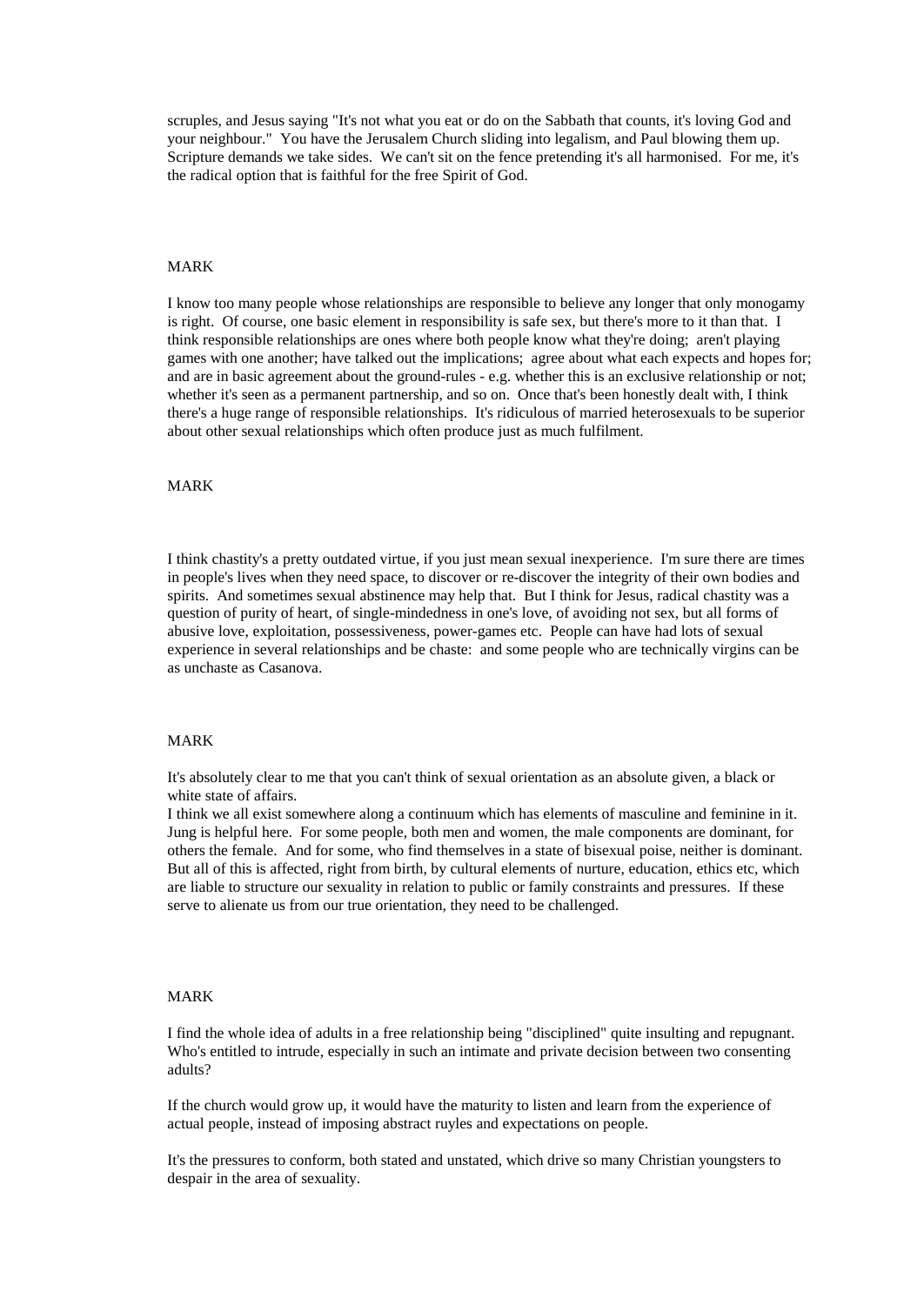scruples, and Jesus saying "It's not what you eat or do on the Sabbath that counts, it's loving God and your neighbour." You have the Jerusalem Church sliding into legalism, and Paul blowing them up. Scripture demands we take sides. We can't sit on the fence pretending it's all harmonised. For me, it's the radical option that is faithful for the free Spirit of God.

MARK

I know too many people whose relationships are responsible to believe any longer that only monogamy is right. Of course, one basic element in responsibility is safe sex, but there's more to it than that. I think responsible relationships are ones where both people know what they're doing; aren't playing games with one another; have talked out the implications; agree about what each expects and hopes for; and are in basic agreement about the ground-rules - e.g. whether this is an exclusive relationship or not; whether it's seen as a permanent partnership, and so on. Once that's been honestly dealt with, I think there's a huge range of responsible relationships. It's ridiculous of married heterosexuals to be superior about other sexual relationships which often produce just as much fulfilment.

MARK

I think chastity's a pretty outdated virtue, if you just mean sexual inexperience. I'm sure there are times in people's lives when they need space, to discover or re-discover the integrity of their own bodies and spirits. And sometimes sexual abstinence may help that. But I think for Jesus, radical chastity was a question of purity of heart, of single-mindedness in one's love, of avoiding not sex, but all forms of abusive love, exploitation, possessiveness, power-games etc. People can have had lots of sexual experience in several relationships and be chaste: and some people who are technically virgins can be as unchaste as Casanova.

MARK

It's absolutely clear to me that you can't think of sexual orientation as an absolute given, a black or white state of affairs.
I think we all exist somewhere along a continuum which has elements of masculine and feminine in it. Jung is helpful here. For some people, both men and women, the male components are dominant, for others the female. And for some, who find themselves in a state of bisexual poise, neither is dominant. But all of this is affected, right from birth, by cultural elements of nurture, education, ethics etc, which are liable to structure our sexuality in relation to public or family constraints and pressures. If these serve to alienate us from our true orientation, they need to be challenged.

MARK

I find the whole idea of adults in a free relationship being "disciplined" quite insulting and repugnant. Who's entitled to intrude, especially in such an intimate and private decision between two consenting adults?

If the church would grow up, it would have the maturity to listen and learn from the experience of actual people, instead of imposing abstract ruyles and expectations on people.

It's the pressures to conform, both stated and unstated, which drive so many Christian youngsters to despair in the area of sexuality.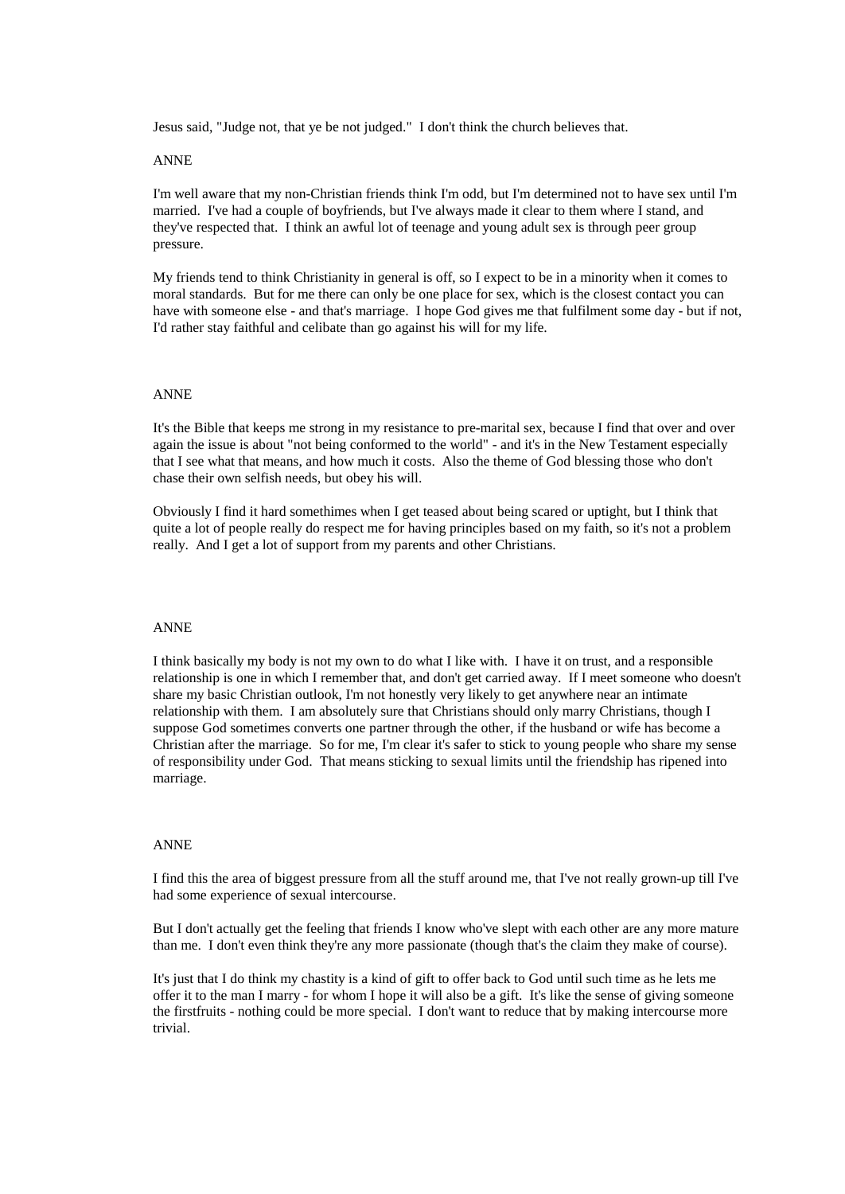Jesus said, "Judge not, that ye be not judged." I don't think the church believes that.

ANNE

I'm well aware that my non-Christian friends think I'm odd, but I'm determined not to have sex until I'm married. I've had a couple of boyfriends, but I've always made it clear to them where I stand, and they've respected that. I think an awful lot of teenage and young adult sex is through peer group pressure.

My friends tend to think Christianity in general is off, so I expect to be in a minority when it comes to moral standards. But for me there can only be one place for sex, which is the closest contact you can have with someone else - and that's marriage. I hope God gives me that fulfilment some day - but if not, I'd rather stay faithful and celibate than go against his will for my life.

ANNE

It's the Bible that keeps me strong in my resistance to pre-marital sex, because I find that over and over again the issue is about "not being conformed to the world" - and it's in the New Testament especially that I see what that means, and how much it costs. Also the theme of God blessing those who don't chase their own selfish needs, but obey his will.

Obviously I find it hard somethimes when I get teased about being scared or uptight, but I think that quite a lot of people really do respect me for having principles based on my faith, so it's not a problem really. And I get a lot of support from my parents and other Christians.

ANNE

I think basically my body is not my own to do what I like with. I have it on trust, and a responsible relationship is one in which I remember that, and don't get carried away. If I meet someone who doesn't share my basic Christian outlook, I'm not honestly very likely to get anywhere near an intimate relationship with them. I am absolutely sure that Christians should only marry Christians, though I suppose God sometimes converts one partner through the other, if the husband or wife has become a Christian after the marriage. So for me, I'm clear it's safer to stick to young people who share my sense of responsibility under God. That means sticking to sexual limits until the friendship has ripened into marriage.

ANNE

I find this the area of biggest pressure from all the stuff around me, that I've not really grown-up till I've had some experience of sexual intercourse.

But I don't actually get the feeling that friends I know who've slept with each other are any more mature than me. I don't even think they're any more passionate (though that's the claim they make of course).

It's just that I do think my chastity is a kind of gift to offer back to God until such time as he lets me offer it to the man I marry - for whom I hope it will also be a gift. It's like the sense of giving someone the firstfruits - nothing could be more special. I don't want to reduce that by making intercourse more trivial.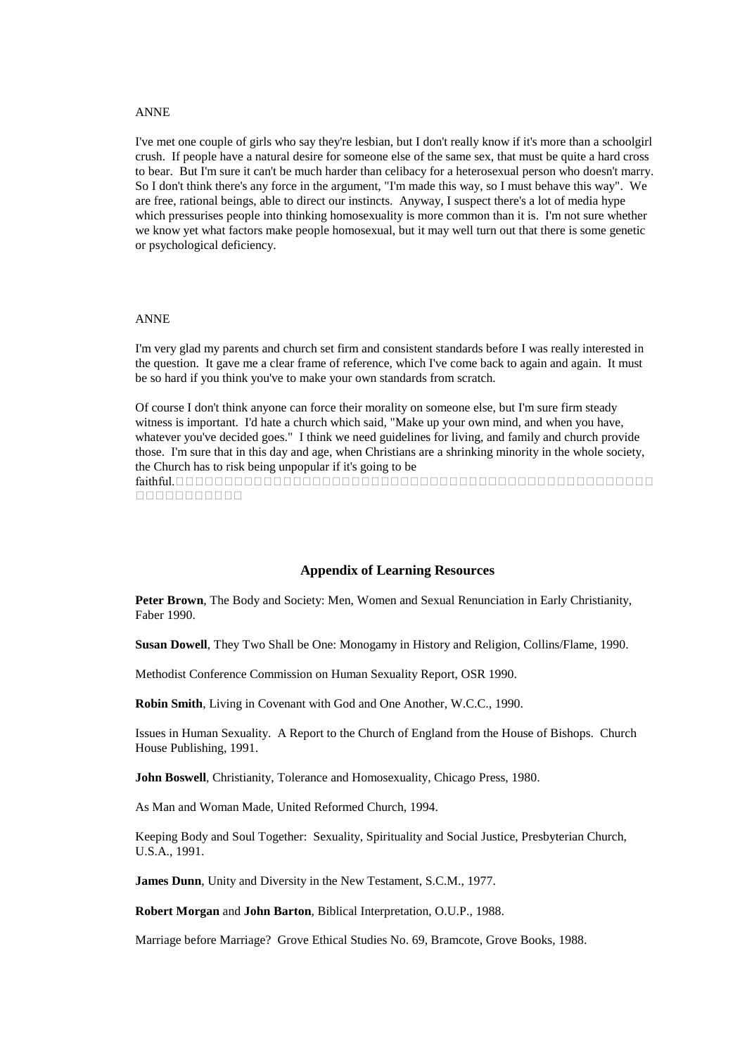ANNE

I've met one couple of girls who say they're lesbian, but I don't really know if it's more than a schoolgirl crush. If people have a natural desire for someone else of the same sex, that must be quite a hard cross to bear. But I'm sure it can't be much harder than celibacy for a heterosexual person who doesn't marry. So I don't think there's any force in the argument, "I'm made this way, so I must behave this way". We are free, rational beings, able to direct our instincts. Anyway, I suspect there's a lot of media hype which pressurises people into thinking homosexuality is more common than it is. I'm not sure whether we know yet what factors make people homosexual, but it may well turn out that there is some genetic or psychological deficiency.

ANNE

I'm very glad my parents and church set firm and consistent standards before I was really interested in the question. It gave me a clear frame of reference, which I've come back to again and again. It must be so hard if you think you've to make your own standards from scratch.

Of course I don't think anyone can force their morality on someone else, but I'm sure firm steady witness is important. I'd hate a church which said, "Make up your own mind, and when you have, whatever you've decided goes." I think we need guidelines for living, and family and church provide those. I'm sure that in this day and age, when Christians are a shrinking minority in the whole society, the Church has to risk being unpopular if it's going to be faithful.

### Appendix of Learning Resources

**Peter Brown**, The Body and Society: Men, Women and Sexual Renunciation in Early Christianity, Faber 1990.

**Susan Dowell**, They Two Shall be One: Monogamy in History and Religion, Collins/Flame, 1990.

Methodist Conference Commission on Human Sexuality Report, OSR 1990.

**Robin Smith**, Living in Covenant with God and One Another, W.C.C., 1990.

Issues in Human Sexuality. A Report to the Church of England from the House of Bishops. Church House Publishing, 1991.

**John Boswell**, Christianity, Tolerance and Homosexuality, Chicago Press, 1980.

As Man and Woman Made, United Reformed Church, 1994.

Keeping Body and Soul Together: Sexuality, Spirituality and Social Justice, Presbyterian Church, U.S.A., 1991.

**James Dunn**, Unity and Diversity in the New Testament, S.C.M., 1977.

**Robert Morgan** and **John Barton**, Biblical Interpretation, O.U.P., 1988.

Marriage before Marriage? Grove Ethical Studies No. 69, Bramcote, Grove Books, 1988.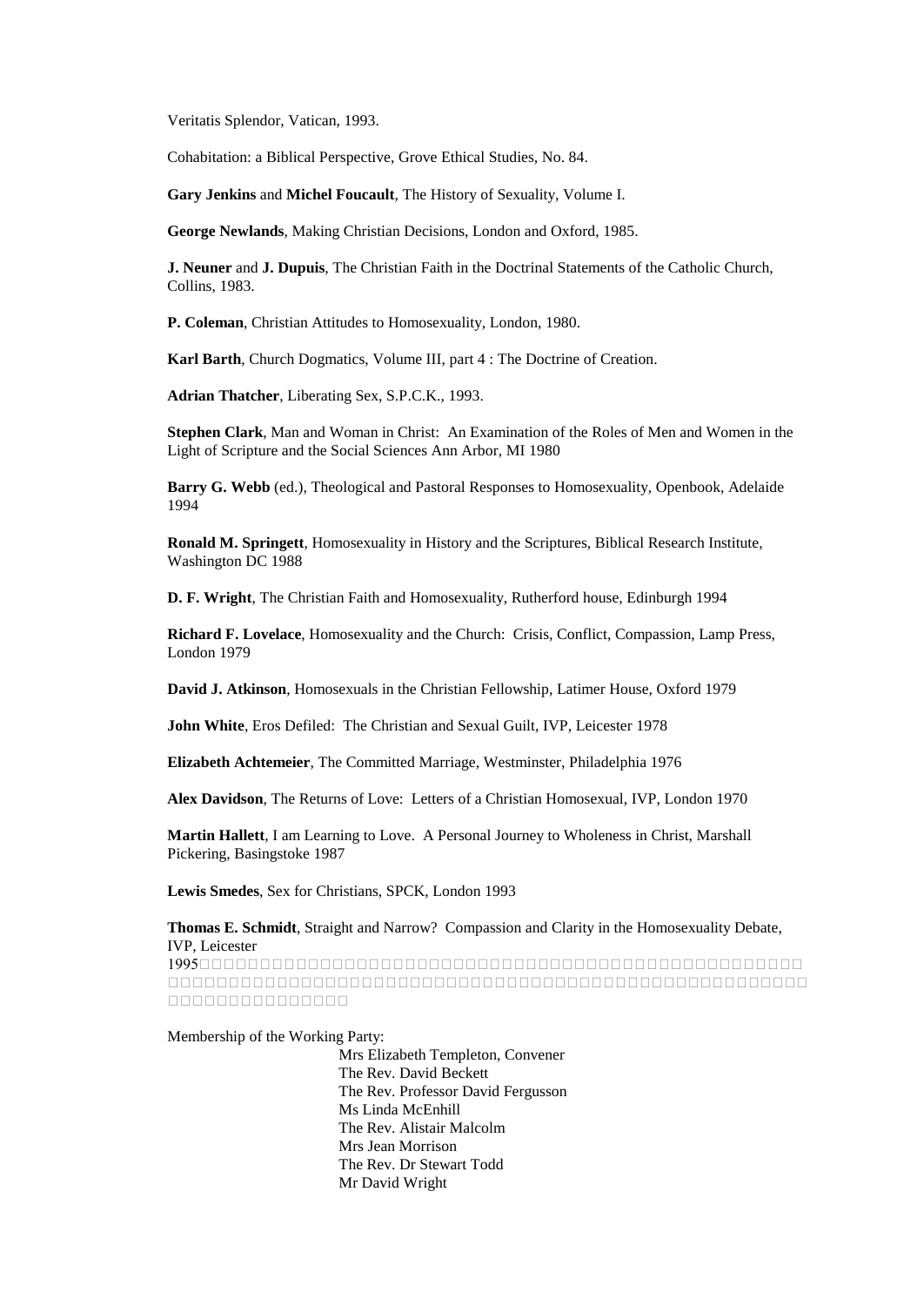Veritatis Splendor, Vatican, 1993.

Cohabitation: a Biblical Perspective, Grove Ethical Studies, No. 84.

**Gary Jenkins** and **Michel Foucault**, The History of Sexuality, Volume I.

**George Newlands**, Making Christian Decisions, London and Oxford, 1985.

**J. Neuner** and **J. Dupuis**, The Christian Faith in the Doctrinal Statements of the Catholic Church, Collins, 1983.

**P. Coleman**, Christian Attitudes to Homosexuality, London, 1980.

**Karl Barth**, Church Dogmatics, Volume III, part 4 : The Doctrine of Creation.

**Adrian Thatcher**, Liberating Sex, S.P.C.K., 1993.

**Stephen Clark**, Man and Woman in Christ: An Examination of the Roles of Men and Women in the Light of Scripture and the Social Sciences Ann Arbor, MI 1980

**Barry G. Webb** (ed.), Theological and Pastoral Responses to Homosexuality, Openbook, Adelaide 1994

**Ronald M. Springett**, Homosexuality in History and the Scriptures, Biblical Research Institute, Washington DC 1988

**D. F. Wright**, The Christian Faith and Homosexuality, Rutherford house, Edinburgh 1994

**Richard F. Lovelace**, Homosexuality and the Church: Crisis, Conflict, Compassion, Lamp Press, London 1979

**David J. Atkinson**, Homosexuals in the Christian Fellowship, Latimer House, Oxford 1979

**John White**, Eros Defiled: The Christian and Sexual Guilt, IVP, Leicester 1978

**Elizabeth Achtemeier**, The Committed Marriage, Westminster, Philadelphia 1976

**Alex Davidson**, The Returns of Love: Letters of a Christian Homosexual, IVP, London 1970

**Martin Hallett**, I am Learning to Love. A Personal Journey to Wholeness in Christ, Marshall Pickering, Basingstoke 1987

**Lewis Smedes**, Sex for Christians, SPCK, London 1993

**Thomas E. Schmidt**, Straight and Narrow? Compassion and Clarity in the Homosexuality Debate, IVP, Leicester 1995

Membership of the Working Party:

Mrs Elizabeth Templeton, Convener
The Rev. David Beckett
The Rev. Professor David Fergusson
Ms Linda McEnhill
The Rev. Alistair Malcolm
Mrs Jean Morrison
The Rev. Dr Stewart Todd
Mr David Wright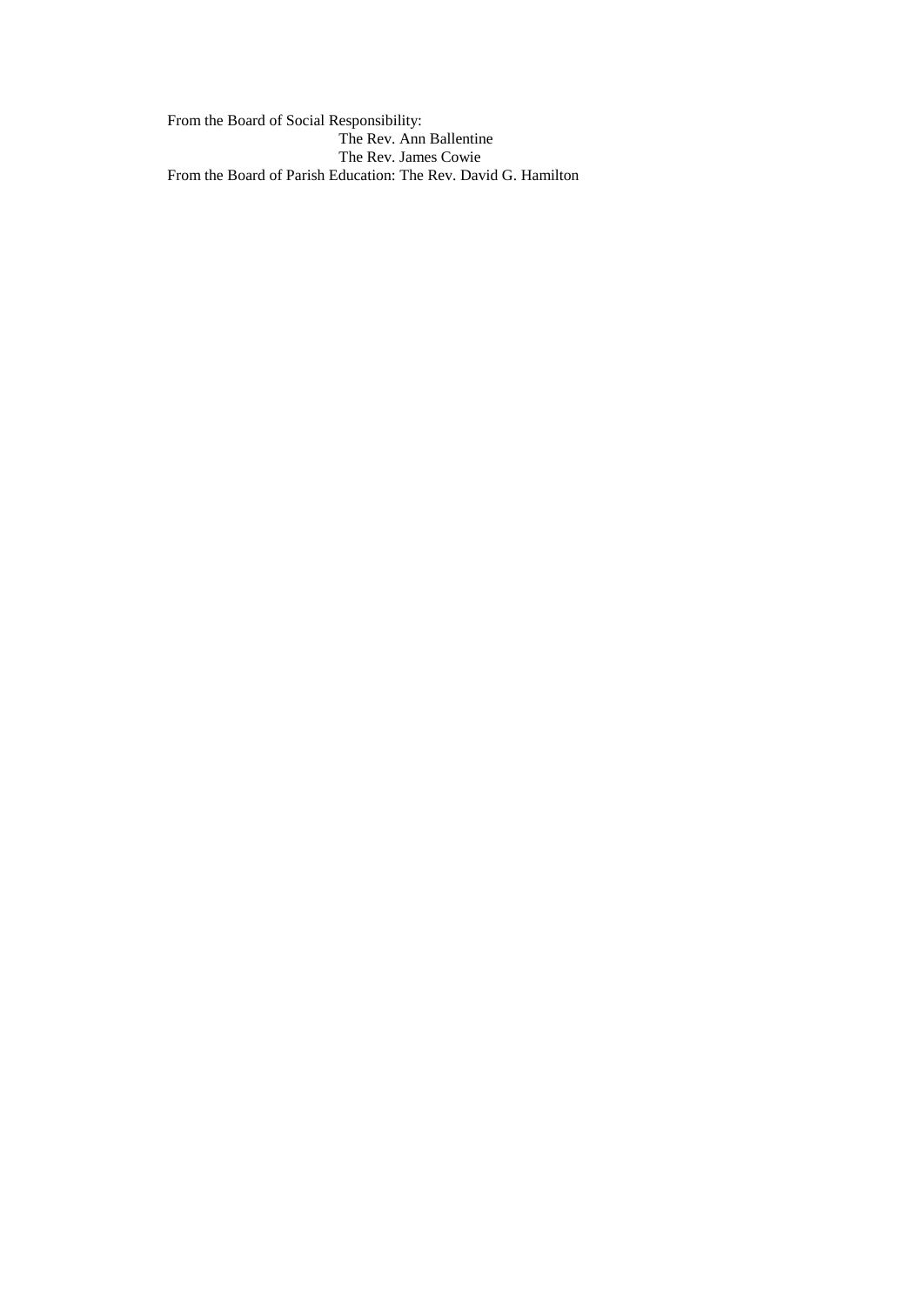From the Board of Social Responsibility:

The Rev. Ann Ballentine

The Rev. James Cowie

From the Board of Parish Education: The Rev. David G. Hamilton